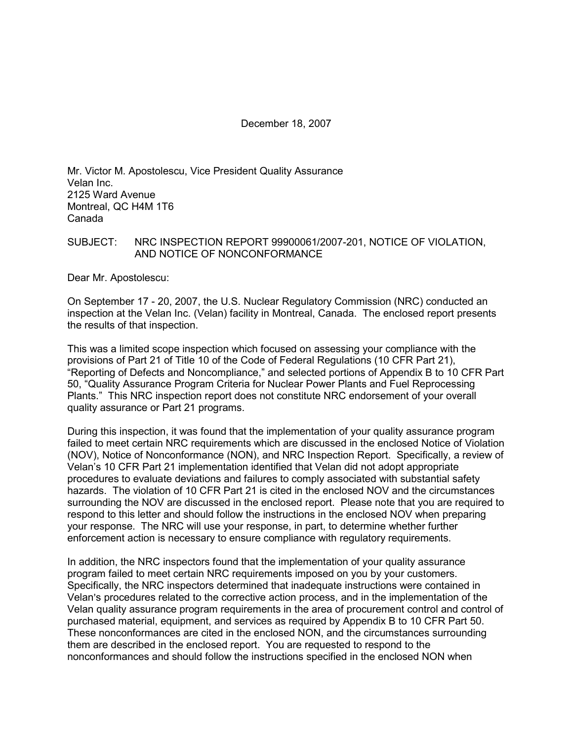December 18, 2007

Mr. Victor M. Apostolescu, Vice President Quality Assurance
Velan Inc.
2125 Ward Avenue
Montreal, QC H4M 1T6
Canada

SUBJECT: NRC INSPECTION REPORT 99900061/2007-201, NOTICE OF VIOLATION, AND NOTICE OF NONCONFORMANCE

Dear Mr. Apostolescu:

On September 17 - 20, 2007, the U.S. Nuclear Regulatory Commission (NRC) conducted an inspection at the Velan Inc. (Velan) facility in Montreal, Canada. The enclosed report presents the results of that inspection.

This was a limited scope inspection which focused on assessing your compliance with the provisions of Part 21 of Title 10 of the Code of Federal Regulations (10 CFR Part 21), "Reporting of Defects and Noncompliance," and selected portions of Appendix B to 10 CFR Part 50, "Quality Assurance Program Criteria for Nuclear Power Plants and Fuel Reprocessing Plants." This NRC inspection report does not constitute NRC endorsement of your overall quality assurance or Part 21 programs.

During this inspection, it was found that the implementation of your quality assurance program failed to meet certain NRC requirements which are discussed in the enclosed Notice of Violation (NOV), Notice of Nonconformance (NON), and NRC Inspection Report. Specifically, a review of Velan's 10 CFR Part 21 implementation identified that Velan did not adopt appropriate procedures to evaluate deviations and failures to comply associated with substantial safety hazards. The violation of 10 CFR Part 21 is cited in the enclosed NOV and the circumstances surrounding the NOV are discussed in the enclosed report. Please note that you are required to respond to this letter and should follow the instructions in the enclosed NOV when preparing your response. The NRC will use your response, in part, to determine whether further enforcement action is necessary to ensure compliance with regulatory requirements.

In addition, the NRC inspectors found that the implementation of your quality assurance program failed to meet certain NRC requirements imposed on you by your customers. Specifically, the NRC inspectors determined that inadequate instructions were contained in Velan's procedures related to the corrective action process, and in the implementation of the Velan quality assurance program requirements in the area of procurement control and control of purchased material, equipment, and services as required by Appendix B to 10 CFR Part 50. These nonconformances are cited in the enclosed NON, and the circumstances surrounding them are described in the enclosed report. You are requested to respond to the nonconformances and should follow the instructions specified in the enclosed NON when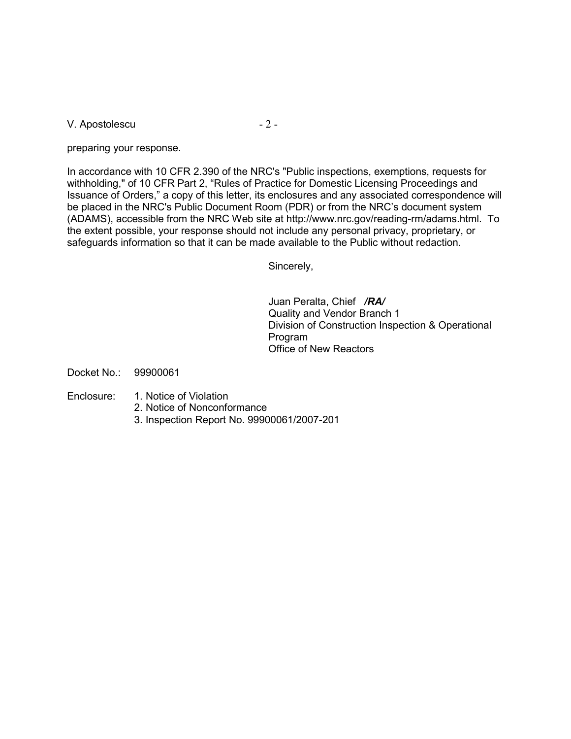preparing your response.

In accordance with 10 CFR 2.390 of the NRC's "Public inspections, exemptions, requests for withholding," of 10 CFR Part 2, "Rules of Practice for Domestic Licensing Proceedings and Issuance of Orders," a copy of this letter, its enclosures and any associated correspondence will be placed in the NRC's Public Document Room (PDR) or from the NRC's document system (ADAMS), accessible from the NRC Web site at http://www.nrc.gov/reading-rm/adams.html. To the extent possible, your response should not include any personal privacy, proprietary, or safeguards information so that it can be made available to the Public without redaction.

Sincerely,

Juan Peralta, Chief ***/RA/***
Quality and Vendor Branch 1
Division of Construction Inspection & Operational Program
Office of New Reactors

Docket No.: 99900061

Enclosure:
1. Notice of Violation
2. Notice of Nonconformance
3. Inspection Report No. 99900061/2007-201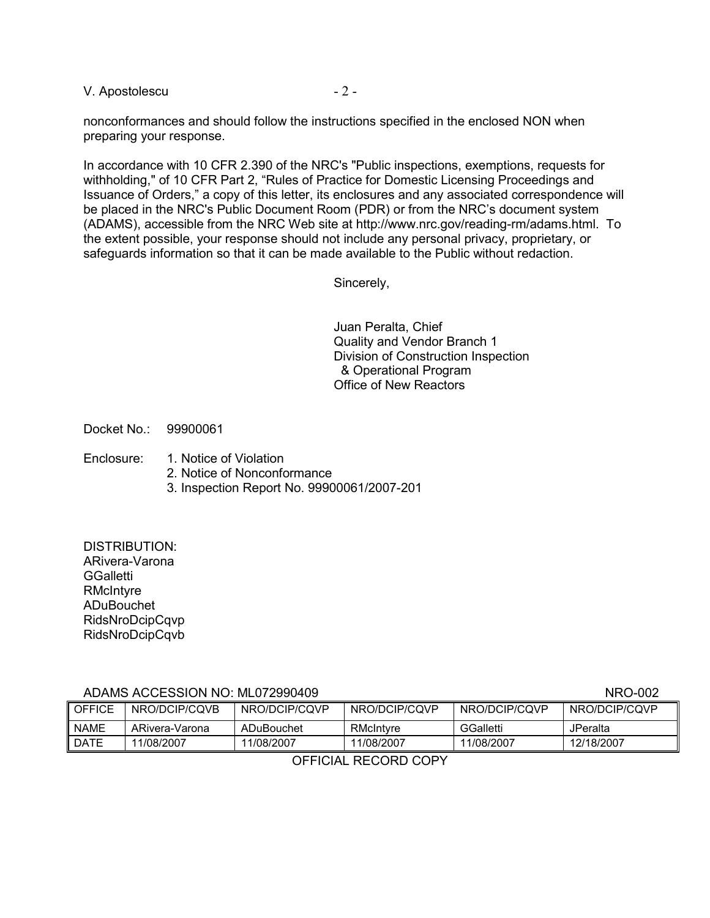nonconformances and should follow the instructions specified in the enclosed NON when preparing your response.

In accordance with 10 CFR 2.390 of the NRC's "Public inspections, exemptions, requests for withholding," of 10 CFR Part 2, “Rules of Practice for Domestic Licensing Proceedings and Issuance of Orders,” a copy of this letter, its enclosures and any associated correspondence will be placed in the NRC's Public Document Room (PDR) or from the NRC’s document system (ADAMS), accessible from the NRC Web site at http://www.nrc.gov/reading-rm/adams.html. To the extent possible, your response should not include any personal privacy, proprietary, or safeguards information so that it can be made available to the Public without redaction.

Sincerely,

Juan Peralta, Chief
Quality and Vendor Branch 1
Division of Construction Inspection
& Operational Program
Office of New Reactors

Docket No.: 99900061

Enclosure:
1. Notice of Violation
2. Notice of Nonconformance
3. Inspection Report No. 99900061/2007-201

DISTRIBUTION:
ARivera-Varona
GGalletti
RMcIntyre
ADuBouchet
RidsNroDcipCqvp
RidsNroDcipCqvb

ADAMS ACCESSION NO: ML072990409 NRO-002

| OFFICE | NRO/DCIP/CQVB | NRO/DCIP/CQVP | NRO/DCIP/CQVP | NRO/DCIP/CQVP | NRO/DCIP/CQVP |
|---|---|---|---|---|---|
| NAME | ARivera-Varona | ADuBouchet | RMcIntyre | GGalletti | JPeralta |
| DATE | 11/08/2007 | 11/08/2007 | 11/08/2007 | 11/08/2007 | 12/18/2007 |

OFFICIAL RECORD COPY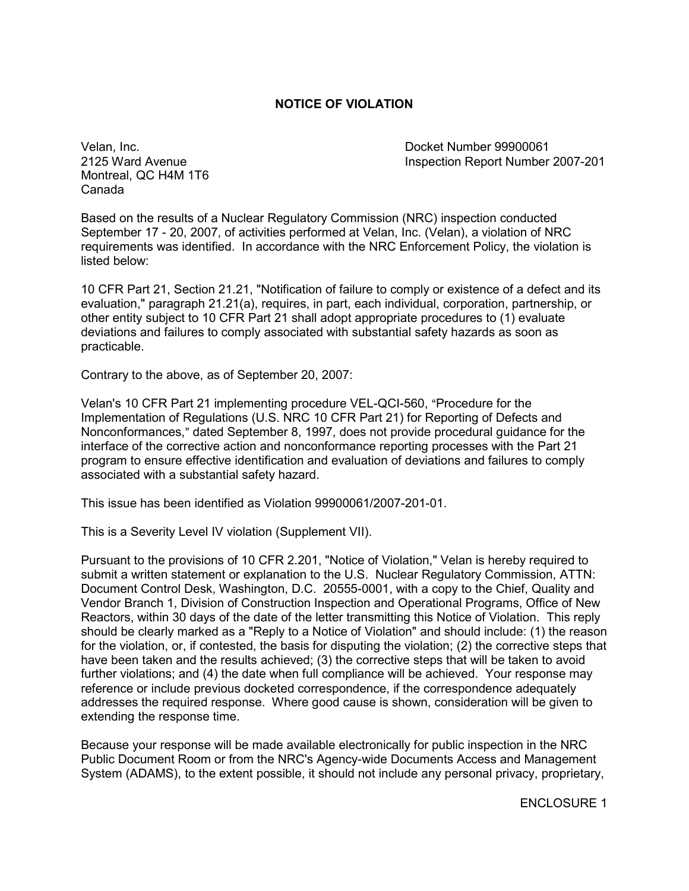# NOTICE OF VIOLATION

Velan, Inc.
2125 Ward Avenue
Montreal, QC H4M 1T6
Canada

Docket Number 99900061
Inspection Report Number 2007-201

Based on the results of a Nuclear Regulatory Commission (NRC) inspection conducted September 17 - 20, 2007, of activities performed at Velan, Inc. (Velan), a violation of NRC requirements was identified. In accordance with the NRC Enforcement Policy, the violation is listed below:

10 CFR Part 21, Section 21.21, "Notification of failure to comply or existence of a defect and its evaluation," paragraph 21.21(a), requires, in part, each individual, corporation, partnership, or other entity subject to 10 CFR Part 21 shall adopt appropriate procedures to (1) evaluate deviations and failures to comply associated with substantial safety hazards as soon as practicable.

Contrary to the above, as of September 20, 2007:

Velan's 10 CFR Part 21 implementing procedure VEL-QCI-560, "Procedure for the Implementation of Regulations (U.S. NRC 10 CFR Part 21) for Reporting of Defects and Nonconformances," dated September 8, 1997, does not provide procedural guidance for the interface of the corrective action and nonconformance reporting processes with the Part 21 program to ensure effective identification and evaluation of deviations and failures to comply associated with a substantial safety hazard.

This issue has been identified as Violation 99900061/2007-201-01.

This is a Severity Level IV violation (Supplement VII).

Pursuant to the provisions of 10 CFR 2.201, "Notice of Violation," Velan is hereby required to submit a written statement or explanation to the U.S. Nuclear Regulatory Commission, ATTN: Document Control Desk, Washington, D.C. 20555-0001, with a copy to the Chief, Quality and Vendor Branch 1, Division of Construction Inspection and Operational Programs, Office of New Reactors, within 30 days of the date of the letter transmitting this Notice of Violation. This reply should be clearly marked as a "Reply to a Notice of Violation" and should include: (1) the reason for the violation, or, if contested, the basis for disputing the violation; (2) the corrective steps that have been taken and the results achieved; (3) the corrective steps that will be taken to avoid further violations; and (4) the date when full compliance will be achieved. Your response may reference or include previous docketed correspondence, if the correspondence adequately addresses the required response. Where good cause is shown, consideration will be given to extending the response time.

Because your response will be made available electronically for public inspection in the NRC Public Document Room or from the NRC's Agency-wide Documents Access and Management System (ADAMS), to the extent possible, it should not include any personal privacy, proprietary,

ENCLOSURE 1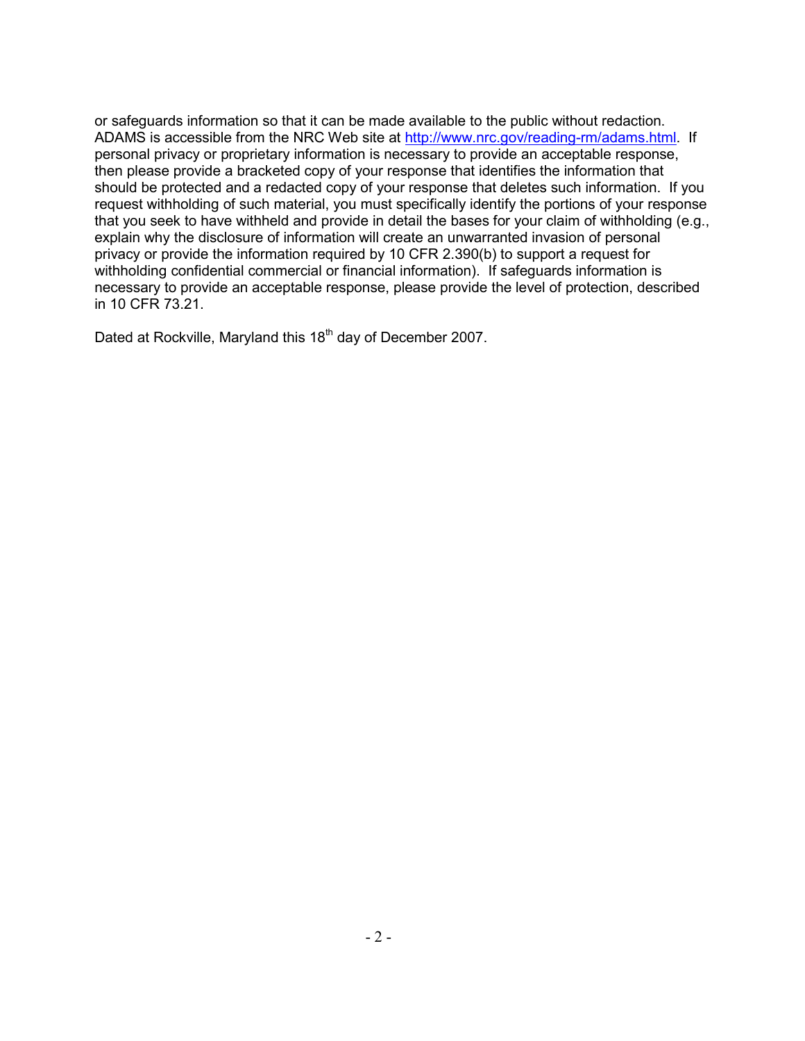or safeguards information so that it can be made available to the public without redaction. ADAMS is accessible from the NRC Web site at http://www.nrc.gov/reading-rm/adams.html. If personal privacy or proprietary information is necessary to provide an acceptable response, then please provide a bracketed copy of your response that identifies the information that should be protected and a redacted copy of your response that deletes such information. If you request withholding of such material, you must specifically identify the portions of your response that you seek to have withheld and provide in detail the bases for your claim of withholding (e.g., explain why the disclosure of information will create an unwarranted invasion of personal privacy or provide the information required by 10 CFR 2.390(b) to support a request for withholding confidential commercial or financial information). If safeguards information is necessary to provide an acceptable response, please provide the level of protection, described in 10 CFR 73.21.

Dated at Rockville, Maryland this 18th day of December 2007.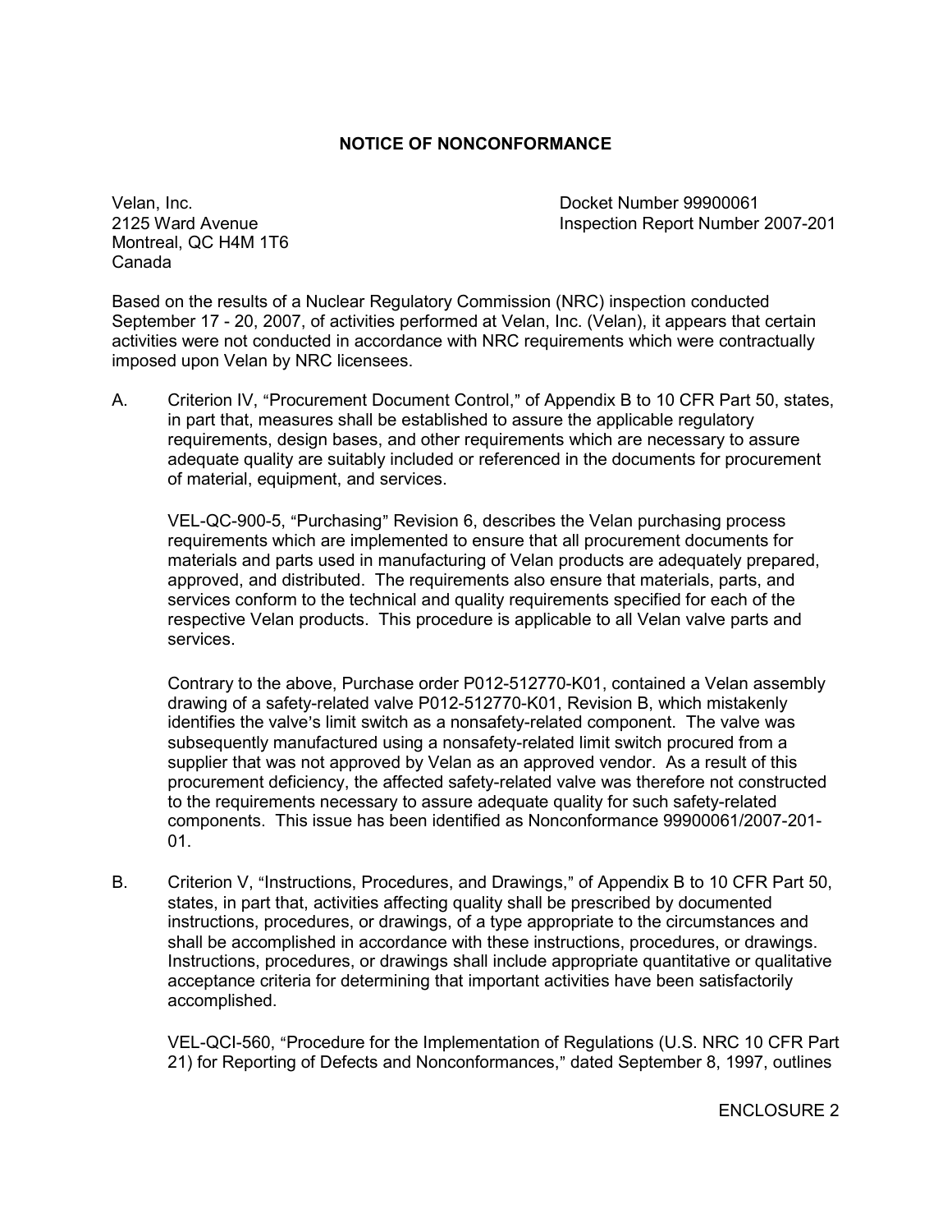## NOTICE OF NONCONFORMANCE

Velan, Inc.
2125 Ward Avenue
Montreal, QC H4M 1T6
Canada

Docket Number 99900061
Inspection Report Number 2007-201

Based on the results of a Nuclear Regulatory Commission (NRC) inspection conducted September 17 - 20, 2007, of activities performed at Velan, Inc. (Velan), it appears that certain activities were not conducted in accordance with NRC requirements which were contractually imposed upon Velan by NRC licensees.

A. Criterion IV, "Procurement Document Control," of Appendix B to 10 CFR Part 50, states, in part that, measures shall be established to assure the applicable regulatory requirements, design bases, and other requirements which are necessary to assure adequate quality are suitably included or referenced in the documents for procurement of material, equipment, and services.

   VEL-QC-900-5, "Purchasing" Revision 6, describes the Velan purchasing process requirements which are implemented to ensure that all procurement documents for materials and parts used in manufacturing of Velan products are adequately prepared, approved, and distributed. The requirements also ensure that materials, parts, and services conform to the technical and quality requirements specified for each of the respective Velan products. This procedure is applicable to all Velan valve parts and services.

   Contrary to the above, Purchase order P012-512770-K01, contained a Velan assembly drawing of a safety-related valve P012-512770-K01, Revision B, which mistakenly identifies the valve's limit switch as a nonsafety-related component. The valve was subsequently manufactured using a nonsafety-related limit switch procured from a supplier that was not approved by Velan as an approved vendor. As a result of this procurement deficiency, the affected safety-related valve was therefore not constructed to the requirements necessary to assure adequate quality for such safety-related components. This issue has been identified as Nonconformance 99900061/2007-201-01.

B. Criterion V, "Instructions, Procedures, and Drawings," of Appendix B to 10 CFR Part 50, states, in part that, activities affecting quality shall be prescribed by documented instructions, procedures, or drawings, of a type appropriate to the circumstances and shall be accomplished in accordance with these instructions, procedures, or drawings. Instructions, procedures, or drawings shall include appropriate quantitative or qualitative acceptance criteria for determining that important activities have been satisfactorily accomplished.

   VEL-QCI-560, "Procedure for the Implementation of Regulations (U.S. NRC 10 CFR Part 21) for Reporting of Defects and Nonconformances," dated September 8, 1997, outlines

ENCLOSURE 2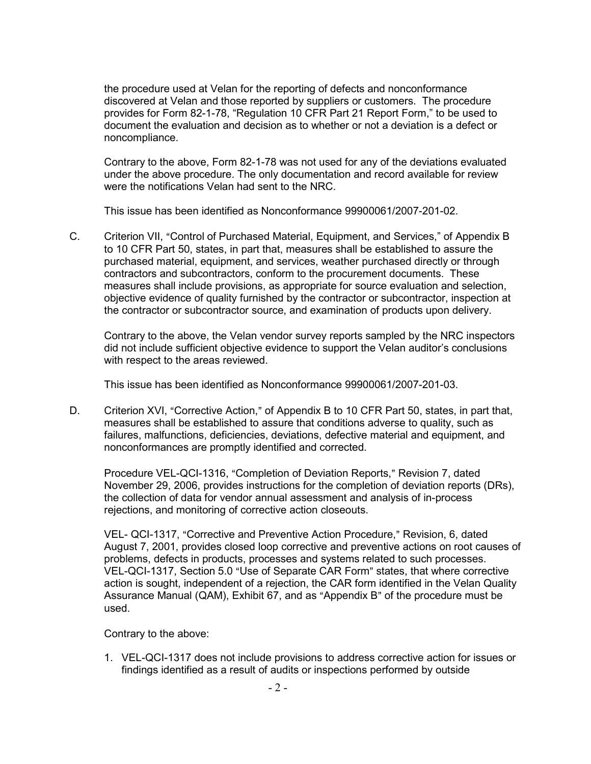the procedure used at Velan for the reporting of defects and nonconformance discovered at Velan and those reported by suppliers or customers. The procedure provides for Form 82-1-78, "Regulation 10 CFR Part 21 Report Form," to be used to document the evaluation and decision as to whether or not a deviation is a defect or noncompliance.

Contrary to the above, Form 82-1-78 was not used for any of the deviations evaluated under the above procedure. The only documentation and record available for review were the notifications Velan had sent to the NRC.

This issue has been identified as Nonconformance 99900061/2007-201-02.

C. Criterion VII, "Control of Purchased Material, Equipment, and Services," of Appendix B to 10 CFR Part 50, states, in part that, measures shall be established to assure the purchased material, equipment, and services, weather purchased directly or through contractors and subcontractors, conform to the procurement documents. These measures shall include provisions, as appropriate for source evaluation and selection, objective evidence of quality furnished by the contractor or subcontractor, inspection at the contractor or subcontractor source, and examination of products upon delivery.

   Contrary to the above, the Velan vendor survey reports sampled by the NRC inspectors did not include sufficient objective evidence to support the Velan auditor's conclusions with respect to the areas reviewed.

   This issue has been identified as Nonconformance 99900061/2007-201-03.

D. Criterion XVI, "Corrective Action," of Appendix B to 10 CFR Part 50, states, in part that, measures shall be established to assure that conditions adverse to quality, such as failures, malfunctions, deficiencies, deviations, defective material and equipment, and nonconformances are promptly identified and corrected.

   Procedure VEL-QCI-1316, "Completion of Deviation Reports," Revision 7, dated November 29, 2006, provides instructions for the completion of deviation reports (DRs), the collection of data for vendor annual assessment and analysis of in-process rejections, and monitoring of corrective action closeouts.

   VEL- QCI-1317, "Corrective and Preventive Action Procedure," Revision, 6, dated August 7, 2001, provides closed loop corrective and preventive actions on root causes of problems, defects in products, processes and systems related to such processes. VEL-QCI-1317, Section 5.0 "Use of Separate CAR Form" states, that where corrective action is sought, independent of a rejection, the CAR form identified in the Velan Quality Assurance Manual (QAM), Exhibit 67, and as "Appendix B" of the procedure must be used.

   Contrary to the above:

   1. VEL-QCI-1317 does not include provisions to address corrective action for issues or findings identified as a result of audits or inspections performed by outside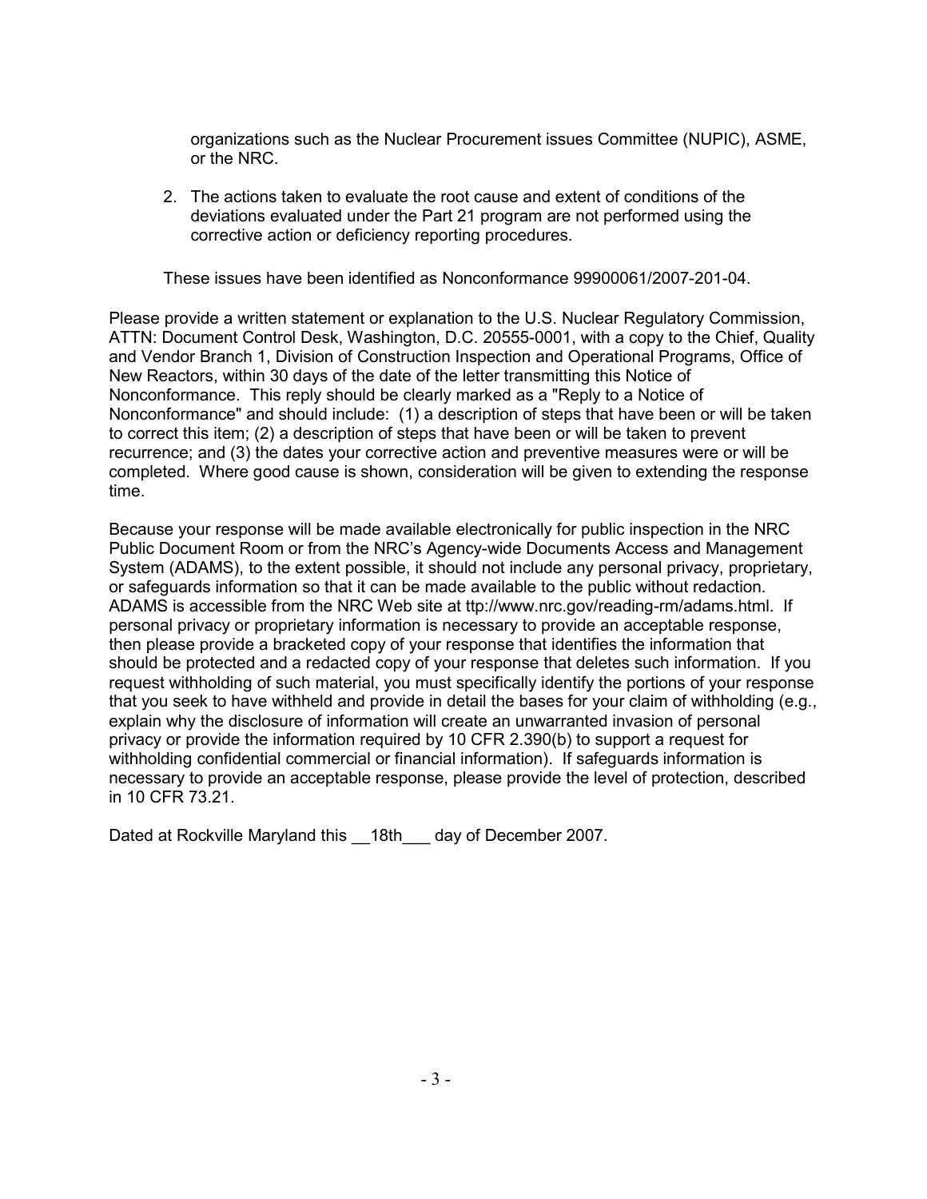organizations such as the Nuclear Procurement issues Committee (NUPIC), ASME, or the NRC.

2. The actions taken to evaluate the root cause and extent of conditions of the deviations evaluated under the Part 21 program are not performed using the corrective action or deficiency reporting procedures.

These issues have been identified as Nonconformance 99900061/2007-201-04.

Please provide a written statement or explanation to the U.S. Nuclear Regulatory Commission, ATTN: Document Control Desk, Washington, D.C. 20555-0001, with a copy to the Chief, Quality and Vendor Branch 1, Division of Construction Inspection and Operational Programs, Office of New Reactors, within 30 days of the date of the letter transmitting this Notice of Nonconformance. This reply should be clearly marked as a "Reply to a Notice of Nonconformance" and should include: (1) a description of steps that have been or will be taken to correct this item; (2) a description of steps that have been or will be taken to prevent recurrence; and (3) the dates your corrective action and preventive measures were or will be completed. Where good cause is shown, consideration will be given to extending the response time.

Because your response will be made available electronically for public inspection in the NRC Public Document Room or from the NRC's Agency-wide Documents Access and Management System (ADAMS), to the extent possible, it should not include any personal privacy, proprietary, or safeguards information so that it can be made available to the public without redaction. ADAMS is accessible from the NRC Web site at ttp://www.nrc.gov/reading-rm/adams.html. If personal privacy or proprietary information is necessary to provide an acceptable response, then please provide a bracketed copy of your response that identifies the information that should be protected and a redacted copy of your response that deletes such information. If you request withholding of such material, you must specifically identify the portions of your response that you seek to have withheld and provide in detail the bases for your claim of withholding (e.g., explain why the disclosure of information will create an unwarranted invasion of personal privacy or provide the information required by 10 CFR 2.390(b) to support a request for withholding confidential commercial or financial information). If safeguards information is necessary to provide an acceptable response, please provide the level of protection, described in 10 CFR 73.21.

Dated at Rockville Maryland this \_\_18th\_\_\_ day of December 2007.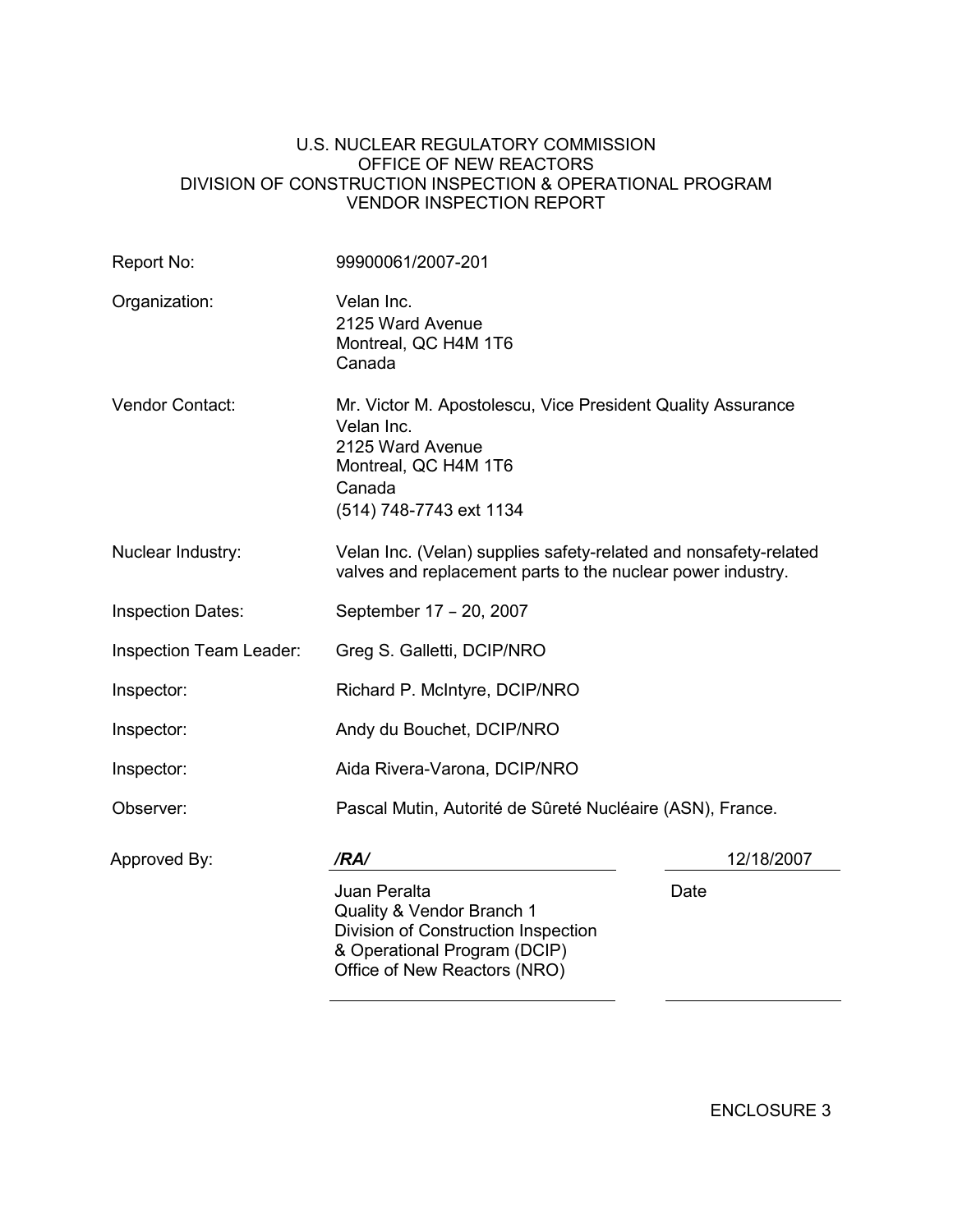U.S. NUCLEAR REGULATORY COMMISSION
OFFICE OF NEW REACTORS
DIVISION OF CONSTRUCTION INSPECTION & OPERATIONAL PROGRAM
VENDOR INSPECTION REPORT

| | |
|---|---|
| Report No: | 99900061/2007-201 |
| Organization: | Velan Inc.<br>2125 Ward Avenue<br>Montreal, QC H4M 1T6<br>Canada |
| Vendor Contact: | Mr. Victor M. Apostolescu, Vice President Quality Assurance<br>Velan Inc.<br>2125 Ward Avenue<br>Montreal, QC H4M 1T6<br>Canada<br>(514) 748-7743 ext 1134 |
| Nuclear Industry: | Velan Inc. (Velan) supplies safety-related and nonsafety-related valves and replacement parts to the nuclear power industry. |
| Inspection Dates: | September 17 – 20, 2007 |
| Inspection Team Leader: | Greg S. Galletti, DCIP/NRO |
| Inspector: | Richard P. McIntyre, DCIP/NRO |
| Inspector: | Andy du Bouchet, DCIP/NRO |
| Inspector: | Aida Rivera-Varona, DCIP/NRO |
| Observer: | Pascal Mutin, Autorité de Sûreté Nucléaire (ASN), France. |

Approved By: */RA/* 12/18/2007

Juan Peralta
Quality & Vendor Branch 1
Division of Construction Inspection
& Operational Program (DCIP)
Office of New Reactors (NRO)

Date

ENCLOSURE 3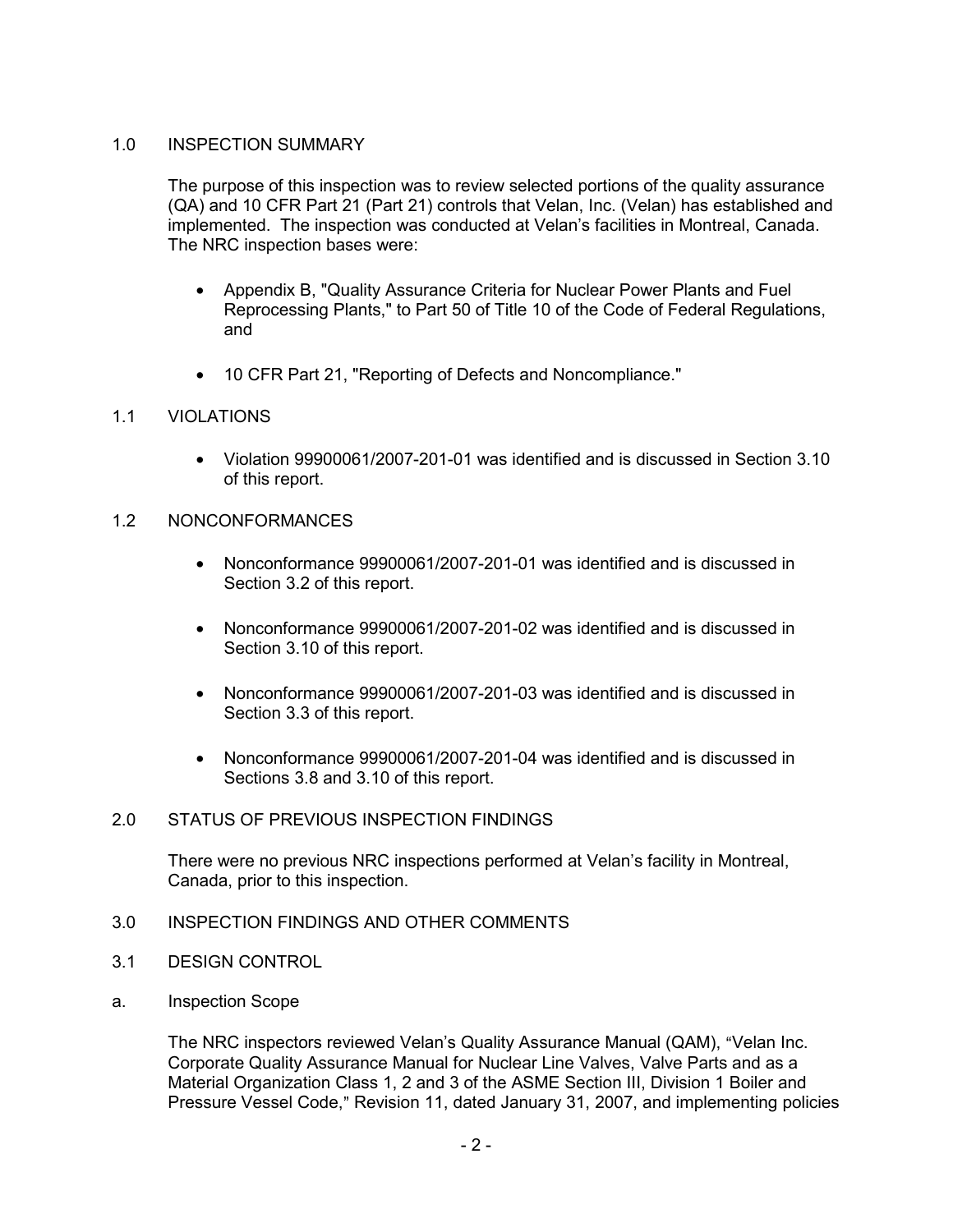## 1.0 INSPECTION SUMMARY

The purpose of this inspection was to review selected portions of the quality assurance (QA) and 10 CFR Part 21 (Part 21) controls that Velan, Inc. (Velan) has established and implemented. The inspection was conducted at Velan's facilities in Montreal, Canada. The NRC inspection bases were:

- Appendix B, "Quality Assurance Criteria for Nuclear Power Plants and Fuel Reprocessing Plants," to Part 50 of Title 10 of the Code of Federal Regulations, and
- 10 CFR Part 21, "Reporting of Defects and Noncompliance."

## 1.1 VIOLATIONS

- Violation 99900061/2007-201-01 was identified and is discussed in Section 3.10 of this report.

## 1.2 NONCONFORMANCES

- Nonconformance 99900061/2007-201-01 was identified and is discussed in Section 3.2 of this report.
- Nonconformance 99900061/2007-201-02 was identified and is discussed in Section 3.10 of this report.
- Nonconformance 99900061/2007-201-03 was identified and is discussed in Section 3.3 of this report.
- Nonconformance 99900061/2007-201-04 was identified and is discussed in Sections 3.8 and 3.10 of this report.

## 2.0 STATUS OF PREVIOUS INSPECTION FINDINGS

There were no previous NRC inspections performed at Velan's facility in Montreal, Canada, prior to this inspection.

## 3.0 INSPECTION FINDINGS AND OTHER COMMENTS

## 3.1 DESIGN CONTROL

a. Inspection Scope

The NRC inspectors reviewed Velan's Quality Assurance Manual (QAM), "Velan Inc. Corporate Quality Assurance Manual for Nuclear Line Valves, Valve Parts and as a Material Organization Class 1, 2 and 3 of the ASME Section III, Division 1 Boiler and Pressure Vessel Code," Revision 11, dated January 31, 2007, and implementing policies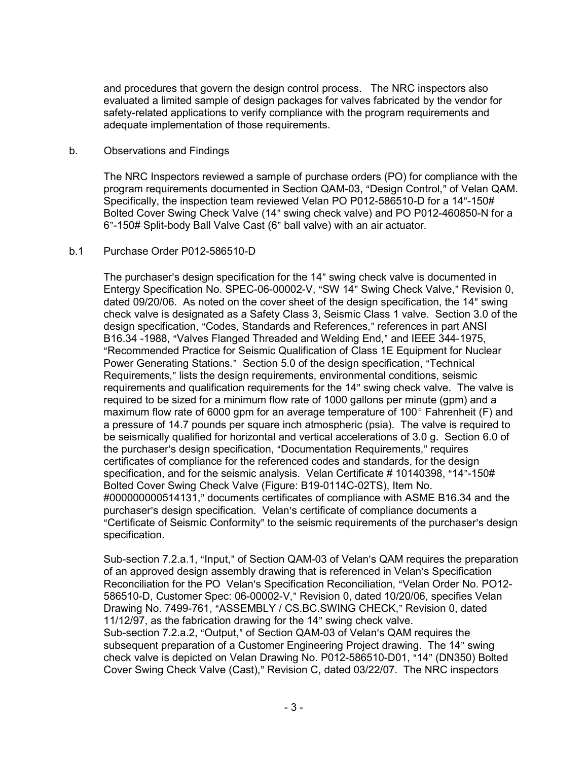and procedures that govern the design control process. The NRC inspectors also evaluated a limited sample of design packages for valves fabricated by the vendor for safety-related applications to verify compliance with the program requirements and adequate implementation of those requirements.

b. Observations and Findings

The NRC Inspectors reviewed a sample of purchase orders (PO) for compliance with the program requirements documented in Section QAM-03, "Design Control," of Velan QAM. Specifically, the inspection team reviewed Velan PO P012-586510-D for a 14"-150# Bolted Cover Swing Check Valve (14" swing check valve) and PO P012-460850-N for a 6"-150# Split-body Ball Valve Cast (6" ball valve) with an air actuator.

b.1 Purchase Order P012-586510-D

The purchaser's design specification for the 14" swing check valve is documented in Entergy Specification No. SPEC-06-00002-V, "SW 14" Swing Check Valve," Revision 0, dated 09/20/06. As noted on the cover sheet of the design specification, the 14" swing check valve is designated as a Safety Class 3, Seismic Class 1 valve. Section 3.0 of the design specification, "Codes, Standards and References," references in part ANSI B16.34 -1988, "Valves Flanged Threaded and Welding End," and IEEE 344-1975, "Recommended Practice for Seismic Qualification of Class 1E Equipment for Nuclear Power Generating Stations." Section 5.0 of the design specification, "Technical Requirements," lists the design requirements, environmental conditions, seismic requirements and qualification requirements for the 14" swing check valve. The valve is required to be sized for a minimum flow rate of 1000 gallons per minute (gpm) and a maximum flow rate of 6000 gpm for an average temperature of 100° Fahrenheit (F) and a pressure of 14.7 pounds per square inch atmospheric (psia). The valve is required to be seismically qualified for horizontal and vertical accelerations of 3.0 g. Section 6.0 of the purchaser's design specification, "Documentation Requirements," requires certificates of compliance for the referenced codes and standards, for the design specification, and for the seismic analysis. Velan Certificate # 10140398, "14"-150# Bolted Cover Swing Check Valve (Figure: B19-0114C-02TS), Item No. #000000000514131," documents certificates of compliance with ASME B16.34 and the purchaser's design specification. Velan's certificate of compliance documents a "Certificate of Seismic Conformity" to the seismic requirements of the purchaser's design specification.

Sub-section 7.2.a.1, "Input," of Section QAM-03 of Velan's QAM requires the preparation of an approved design assembly drawing that is referenced in Velan's Specification Reconciliation for the PO Velan's Specification Reconciliation, "Velan Order No. PO12-586510-D, Customer Spec: 06-00002-V," Revision 0, dated 10/20/06, specifies Velan Drawing No. 7499-761, "ASSEMBLY / CS.BC.SWING CHECK," Revision 0, dated 11/12/97, as the fabrication drawing for the 14" swing check valve.
Sub-section 7.2.a.2, "Output," of Section QAM-03 of Velan's QAM requires the subsequent preparation of a Customer Engineering Project drawing. The 14" swing check valve is depicted on Velan Drawing No. P012-586510-D01, "14" (DN350) Bolted Cover Swing Check Valve (Cast)," Revision C, dated 03/22/07. The NRC inspectors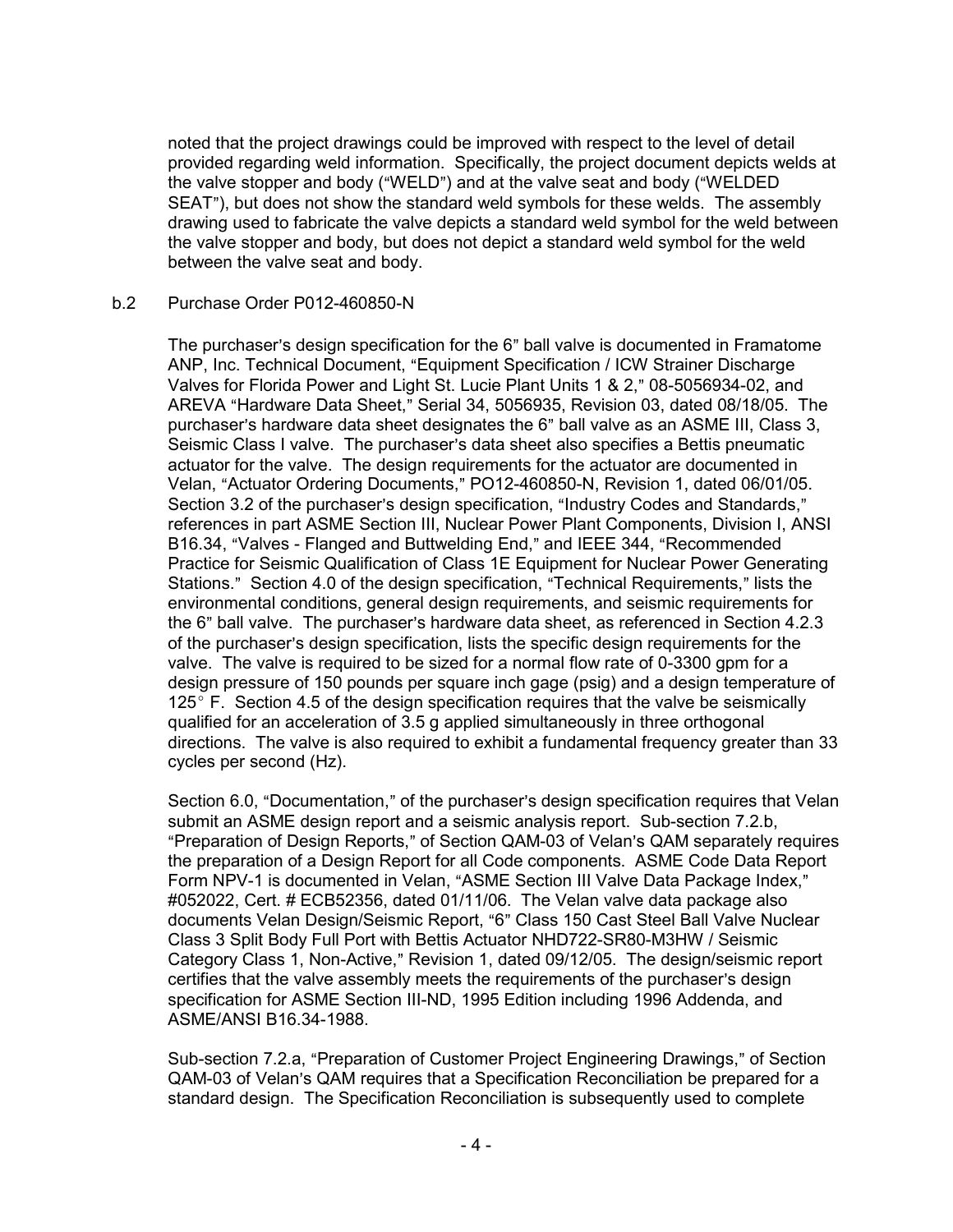noted that the project drawings could be improved with respect to the level of detail provided regarding weld information. Specifically, the project document depicts welds at the valve stopper and body ("WELD") and at the valve seat and body ("WELDED SEAT"), but does not show the standard weld symbols for these welds. The assembly drawing used to fabricate the valve depicts a standard weld symbol for the weld between the valve stopper and body, but does not depict a standard weld symbol for the weld between the valve seat and body.

b.2 Purchase Order P012-460850-N

The purchaser's design specification for the 6" ball valve is documented in Framatome ANP, Inc. Technical Document, "Equipment Specification / ICW Strainer Discharge Valves for Florida Power and Light St. Lucie Plant Units 1 & 2," 08-5056934-02, and AREVA "Hardware Data Sheet," Serial 34, 5056935, Revision 03, dated 08/18/05. The purchaser's hardware data sheet designates the 6" ball valve as an ASME III, Class 3, Seismic Class I valve. The purchaser's data sheet also specifies a Bettis pneumatic actuator for the valve. The design requirements for the actuator are documented in Velan, "Actuator Ordering Documents," PO12-460850-N, Revision 1, dated 06/01/05. Section 3.2 of the purchaser's design specification, "Industry Codes and Standards," references in part ASME Section III, Nuclear Power Plant Components, Division I, ANSI B16.34, "Valves - Flanged and Buttwelding End," and IEEE 344, "Recommended Practice for Seismic Qualification of Class 1E Equipment for Nuclear Power Generating Stations." Section 4.0 of the design specification, "Technical Requirements," lists the environmental conditions, general design requirements, and seismic requirements for the 6" ball valve. The purchaser's hardware data sheet, as referenced in Section 4.2.3 of the purchaser's design specification, lists the specific design requirements for the valve. The valve is required to be sized for a normal flow rate of 0-3300 gpm for a design pressure of 150 pounds per square inch gage (psig) and a design temperature of 125° F. Section 4.5 of the design specification requires that the valve be seismically qualified for an acceleration of 3.5 g applied simultaneously in three orthogonal directions. The valve is also required to exhibit a fundamental frequency greater than 33 cycles per second (Hz).

Section 6.0, "Documentation," of the purchaser's design specification requires that Velan submit an ASME design report and a seismic analysis report. Sub-section 7.2.b, "Preparation of Design Reports," of Section QAM-03 of Velan's QAM separately requires the preparation of a Design Report for all Code components. ASME Code Data Report Form NPV-1 is documented in Velan, "ASME Section III Valve Data Package Index," #052022, Cert. # ECB52356, dated 01/11/06. The Velan valve data package also documents Velan Design/Seismic Report, "6" Class 150 Cast Steel Ball Valve Nuclear Class 3 Split Body Full Port with Bettis Actuator NHD722-SR80-M3HW / Seismic Category Class 1, Non-Active," Revision 1, dated 09/12/05. The design/seismic report certifies that the valve assembly meets the requirements of the purchaser's design specification for ASME Section III-ND, 1995 Edition including 1996 Addenda, and ASME/ANSI B16.34-1988.

Sub-section 7.2.a, "Preparation of Customer Project Engineering Drawings," of Section QAM-03 of Velan's QAM requires that a Specification Reconciliation be prepared for a standard design. The Specification Reconciliation is subsequently used to complete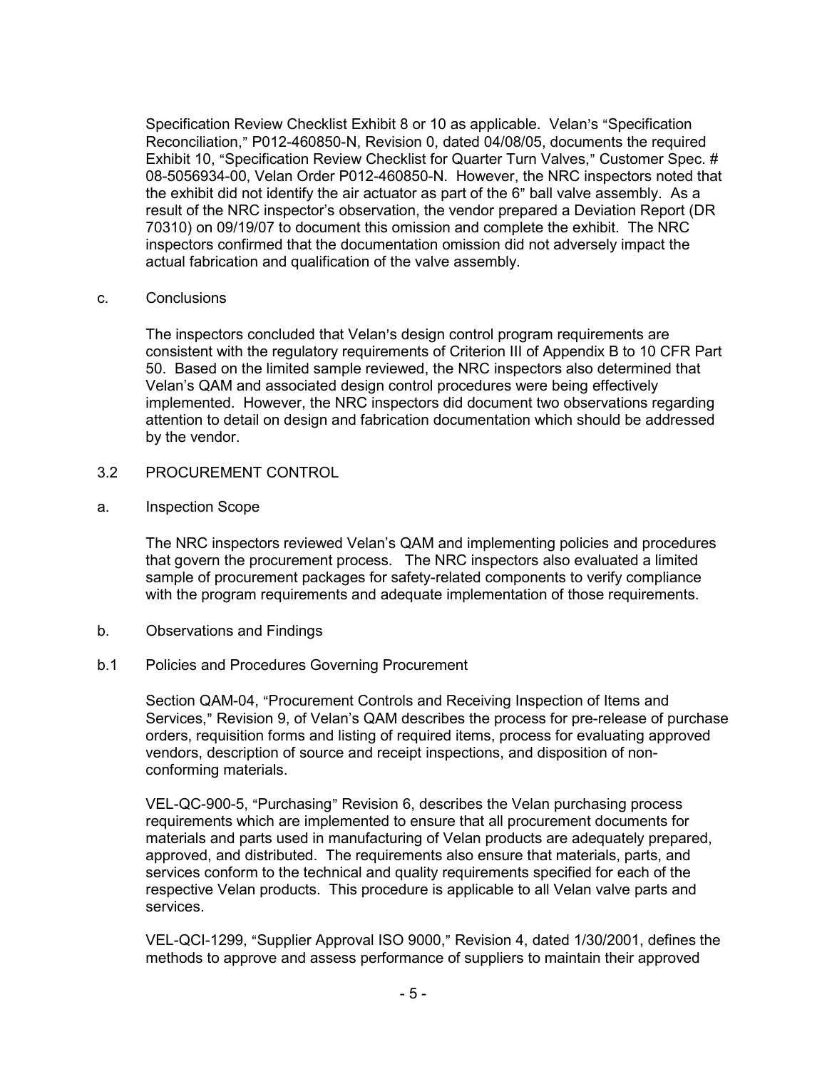Specification Review Checklist Exhibit 8 or 10 as applicable. Velan's "Specification Reconciliation," P012-460850-N, Revision 0, dated 04/08/05, documents the required Exhibit 10, "Specification Review Checklist for Quarter Turn Valves," Customer Spec. # 08-5056934-00, Velan Order P012-460850-N. However, the NRC inspectors noted that the exhibit did not identify the air actuator as part of the 6" ball valve assembly. As a result of the NRC inspector's observation, the vendor prepared a Deviation Report (DR 70310) on 09/19/07 to document this omission and complete the exhibit. The NRC inspectors confirmed that the documentation omission did not adversely impact the actual fabrication and qualification of the valve assembly.

c. Conclusions

The inspectors concluded that Velan's design control program requirements are consistent with the regulatory requirements of Criterion III of Appendix B to 10 CFR Part 50. Based on the limited sample reviewed, the NRC inspectors also determined that Velan's QAM and associated design control procedures were being effectively implemented. However, the NRC inspectors did document two observations regarding attention to detail on design and fabrication documentation which should be addressed by the vendor.

## 3.2 PROCUREMENT CONTROL

a. Inspection Scope

The NRC inspectors reviewed Velan's QAM and implementing policies and procedures that govern the procurement process. The NRC inspectors also evaluated a limited sample of procurement packages for safety-related components to verify compliance with the program requirements and adequate implementation of those requirements.

b. Observations and Findings

b.1 Policies and Procedures Governing Procurement

Section QAM-04, "Procurement Controls and Receiving Inspection of Items and Services," Revision 9, of Velan's QAM describes the process for pre-release of purchase orders, requisition forms and listing of required items, process for evaluating approved vendors, description of source and receipt inspections, and disposition of non-conforming materials.

VEL-QC-900-5, "Purchasing" Revision 6, describes the Velan purchasing process requirements which are implemented to ensure that all procurement documents for materials and parts used in manufacturing of Velan products are adequately prepared, approved, and distributed. The requirements also ensure that materials, parts, and services conform to the technical and quality requirements specified for each of the respective Velan products. This procedure is applicable to all Velan valve parts and services.

VEL-QCI-1299, "Supplier Approval ISO 9000," Revision 4, dated 1/30/2001, defines the methods to approve and assess performance of suppliers to maintain their approved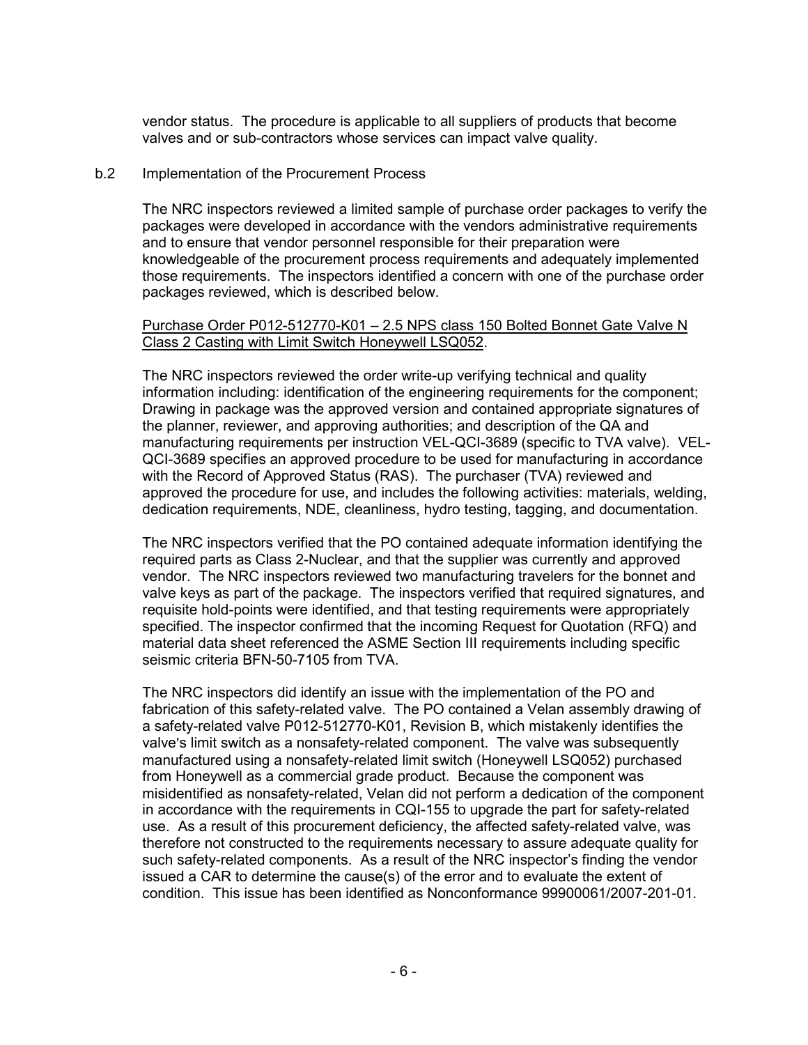vendor status. The procedure is applicable to all suppliers of products that become valves and or sub-contractors whose services can impact valve quality.

b.2 Implementation of the Procurement Process

The NRC inspectors reviewed a limited sample of purchase order packages to verify the packages were developed in accordance with the vendors administrative requirements and to ensure that vendor personnel responsible for their preparation were knowledgeable of the procurement process requirements and adequately implemented those requirements. The inspectors identified a concern with one of the purchase order packages reviewed, which is described below.

<u>Purchase Order P012-512770-K01 – 2.5 NPS class 150 Bolted Bonnet Gate Valve N Class 2 Casting with Limit Switch Honeywell LSQ052</u>.

The NRC inspectors reviewed the order write-up verifying technical and quality information including: identification of the engineering requirements for the component; Drawing in package was the approved version and contained appropriate signatures of the planner, reviewer, and approving authorities; and description of the QA and manufacturing requirements per instruction VEL-QCI-3689 (specific to TVA valve). VEL-QCI-3689 specifies an approved procedure to be used for manufacturing in accordance with the Record of Approved Status (RAS). The purchaser (TVA) reviewed and approved the procedure for use, and includes the following activities: materials, welding, dedication requirements, NDE, cleanliness, hydro testing, tagging, and documentation.

The NRC inspectors verified that the PO contained adequate information identifying the required parts as Class 2-Nuclear, and that the supplier was currently and approved vendor. The NRC inspectors reviewed two manufacturing travelers for the bonnet and valve keys as part of the package. The inspectors verified that required signatures, and requisite hold-points were identified, and that testing requirements were appropriately specified. The inspector confirmed that the incoming Request for Quotation (RFQ) and material data sheet referenced the ASME Section III requirements including specific seismic criteria BFN-50-7105 from TVA.

The NRC inspectors did identify an issue with the implementation of the PO and fabrication of this safety-related valve. The PO contained a Velan assembly drawing of a safety-related valve P012-512770-K01, Revision B, which mistakenly identifies the valve's limit switch as a nonsafety-related component. The valve was subsequently manufactured using a nonsafety-related limit switch (Honeywell LSQ052) purchased from Honeywell as a commercial grade product. Because the component was misidentified as nonsafety-related, Velan did not perform a dedication of the component in accordance with the requirements in CQI-155 to upgrade the part for safety-related use. As a result of this procurement deficiency, the affected safety-related valve, was therefore not constructed to the requirements necessary to assure adequate quality for such safety-related components. As a result of the NRC inspector's finding the vendor issued a CAR to determine the cause(s) of the error and to evaluate the extent of condition. This issue has been identified as Nonconformance 99900061/2007-201-01.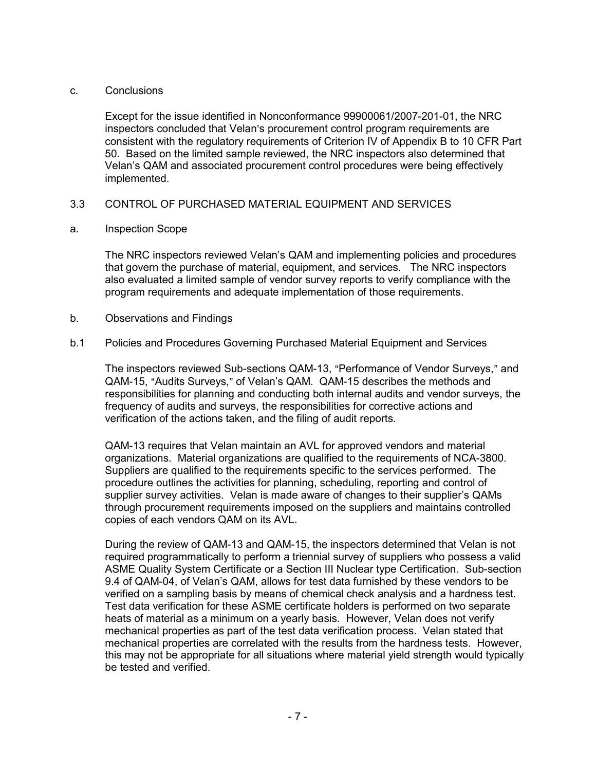c. Conclusions

Except for the issue identified in Nonconformance 99900061/2007-201-01, the NRC inspectors concluded that Velan's procurement control program requirements are consistent with the regulatory requirements of Criterion IV of Appendix B to 10 CFR Part 50. Based on the limited sample reviewed, the NRC inspectors also determined that Velan's QAM and associated procurement control procedures were being effectively implemented.

## 3.3 CONTROL OF PURCHASED MATERIAL EQUIPMENT AND SERVICES

a. Inspection Scope

The NRC inspectors reviewed Velan's QAM and implementing policies and procedures that govern the purchase of material, equipment, and services. The NRC inspectors also evaluated a limited sample of vendor survey reports to verify compliance with the program requirements and adequate implementation of those requirements.

b. Observations and Findings

b.1 Policies and Procedures Governing Purchased Material Equipment and Services

The inspectors reviewed Sub-sections QAM-13, "Performance of Vendor Surveys," and QAM-15, "Audits Surveys," of Velan's QAM. QAM-15 describes the methods and responsibilities for planning and conducting both internal audits and vendor surveys, the frequency of audits and surveys, the responsibilities for corrective actions and verification of the actions taken, and the filing of audit reports.

QAM-13 requires that Velan maintain an AVL for approved vendors and material organizations. Material organizations are qualified to the requirements of NCA-3800. Suppliers are qualified to the requirements specific to the services performed. The procedure outlines the activities for planning, scheduling, reporting and control of supplier survey activities. Velan is made aware of changes to their supplier's QAMs through procurement requirements imposed on the suppliers and maintains controlled copies of each vendors QAM on its AVL.

During the review of QAM-13 and QAM-15, the inspectors determined that Velan is not required programmatically to perform a triennial survey of suppliers who possess a valid ASME Quality System Certificate or a Section III Nuclear type Certification. Sub-section 9.4 of QAM-04, of Velan's QAM, allows for test data furnished by these vendors to be verified on a sampling basis by means of chemical check analysis and a hardness test. Test data verification for these ASME certificate holders is performed on two separate heats of material as a minimum on a yearly basis. However, Velan does not verify mechanical properties as part of the test data verification process. Velan stated that mechanical properties are correlated with the results from the hardness tests. However, this may not be appropriate for all situations where material yield strength would typically be tested and verified.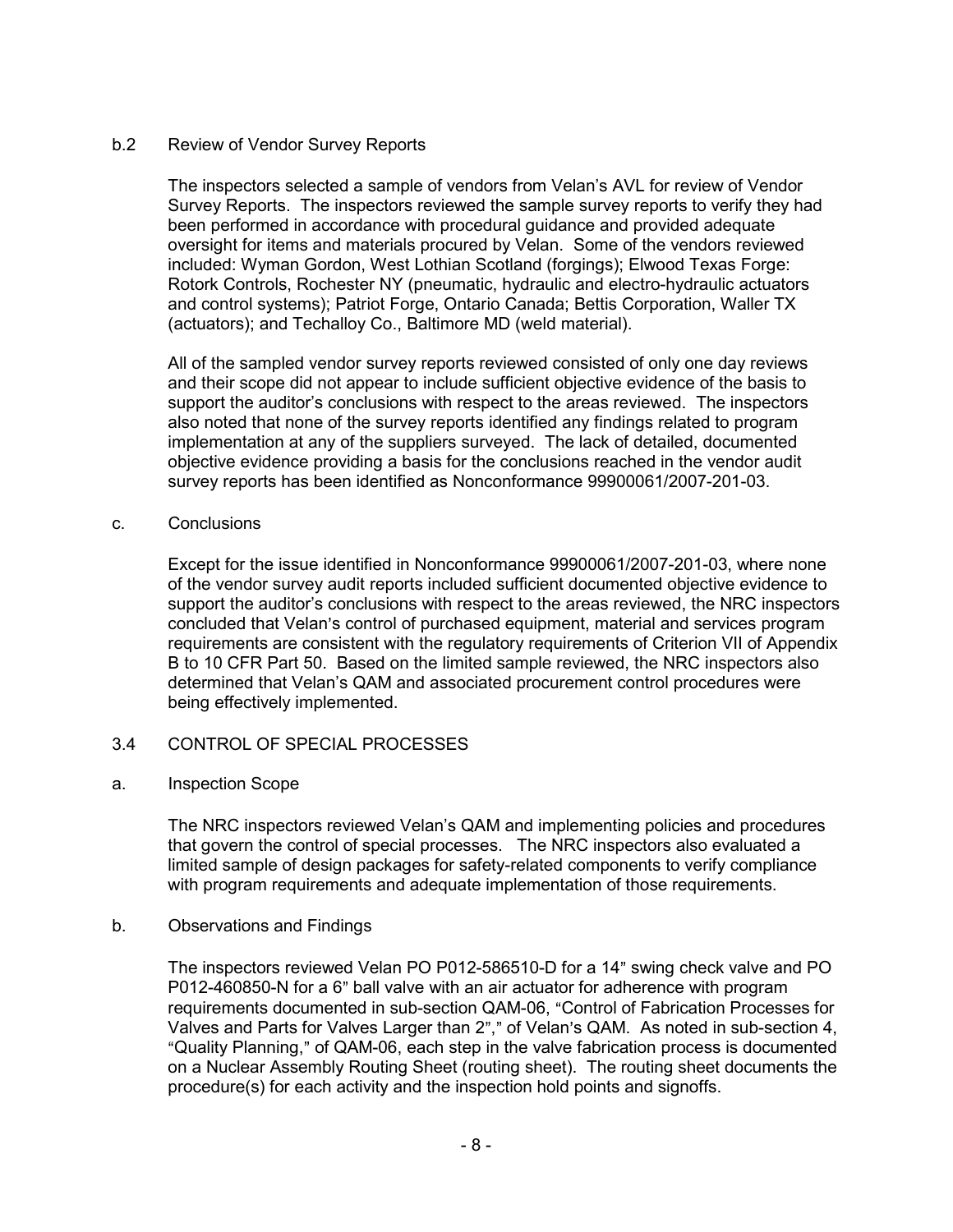b.2 Review of Vendor Survey Reports

The inspectors selected a sample of vendors from Velan's AVL for review of Vendor Survey Reports. The inspectors reviewed the sample survey reports to verify they had been performed in accordance with procedural guidance and provided adequate oversight for items and materials procured by Velan. Some of the vendors reviewed included: Wyman Gordon, West Lothian Scotland (forgings); Elwood Texas Forge: Rotork Controls, Rochester NY (pneumatic, hydraulic and electro-hydraulic actuators and control systems); Patriot Forge, Ontario Canada; Bettis Corporation, Waller TX (actuators); and Techalloy Co., Baltimore MD (weld material).

All of the sampled vendor survey reports reviewed consisted of only one day reviews and their scope did not appear to include sufficient objective evidence of the basis to support the auditor's conclusions with respect to the areas reviewed. The inspectors also noted that none of the survey reports identified any findings related to program implementation at any of the suppliers surveyed. The lack of detailed, documented objective evidence providing a basis for the conclusions reached in the vendor audit survey reports has been identified as Nonconformance 99900061/2007-201-03.

c. Conclusions

Except for the issue identified in Nonconformance 99900061/2007-201-03, where none of the vendor survey audit reports included sufficient documented objective evidence to support the auditor's conclusions with respect to the areas reviewed, the NRC inspectors concluded that Velan's control of purchased equipment, material and services program requirements are consistent with the regulatory requirements of Criterion VII of Appendix B to 10 CFR Part 50. Based on the limited sample reviewed, the NRC inspectors also determined that Velan's QAM and associated procurement control procedures were being effectively implemented.

## 3.4 CONTROL OF SPECIAL PROCESSES

a. Inspection Scope

The NRC inspectors reviewed Velan's QAM and implementing policies and procedures that govern the control of special processes. The NRC inspectors also evaluated a limited sample of design packages for safety-related components to verify compliance with program requirements and adequate implementation of those requirements.

b. Observations and Findings

The inspectors reviewed Velan PO P012-586510-D for a 14" swing check valve and PO P012-460850-N for a 6" ball valve with an air actuator for adherence with program requirements documented in sub-section QAM-06, "Control of Fabrication Processes for Valves and Parts for Valves Larger than 2"," of Velan's QAM. As noted in sub-section 4, "Quality Planning," of QAM-06, each step in the valve fabrication process is documented on a Nuclear Assembly Routing Sheet (routing sheet). The routing sheet documents the procedure(s) for each activity and the inspection hold points and signoffs.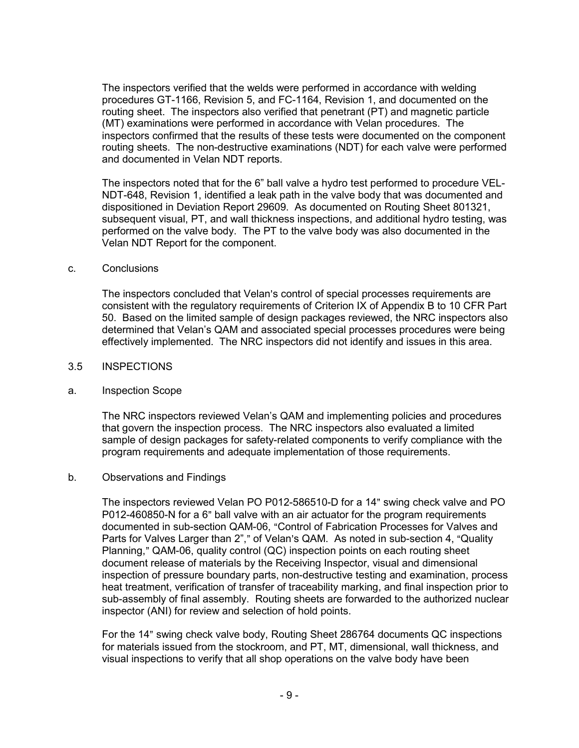The inspectors verified that the welds were performed in accordance with welding procedures GT-1166, Revision 5, and FC-1164, Revision 1, and documented on the routing sheet. The inspectors also verified that penetrant (PT) and magnetic particle (MT) examinations were performed in accordance with Velan procedures. The inspectors confirmed that the results of these tests were documented on the component routing sheets. The non-destructive examinations (NDT) for each valve were performed and documented in Velan NDT reports.

The inspectors noted that for the 6" ball valve a hydro test performed to procedure VEL-NDT-648, Revision 1, identified a leak path in the valve body that was documented and dispositioned in Deviation Report 29609. As documented on Routing Sheet 801321, subsequent visual, PT, and wall thickness inspections, and additional hydro testing, was performed on the valve body. The PT to the valve body was also documented in the Velan NDT Report for the component.

c. Conclusions

The inspectors concluded that Velan's control of special processes requirements are consistent with the regulatory requirements of Criterion IX of Appendix B to 10 CFR Part 50. Based on the limited sample of design packages reviewed, the NRC inspectors also determined that Velan's QAM and associated special processes procedures were being effectively implemented. The NRC inspectors did not identify and issues in this area.

## 3.5 INSPECTIONS

a. Inspection Scope

The NRC inspectors reviewed Velan's QAM and implementing policies and procedures that govern the inspection process. The NRC inspectors also evaluated a limited sample of design packages for safety-related components to verify compliance with the program requirements and adequate implementation of those requirements.

b. Observations and Findings

The inspectors reviewed Velan PO P012-586510-D for a 14" swing check valve and PO P012-460850-N for a 6" ball valve with an air actuator for the program requirements documented in sub-section QAM-06, "Control of Fabrication Processes for Valves and Parts for Valves Larger than 2"," of Velan's QAM. As noted in sub-section 4, "Quality Planning," QAM-06, quality control (QC) inspection points on each routing sheet document release of materials by the Receiving Inspector, visual and dimensional inspection of pressure boundary parts, non-destructive testing and examination, process heat treatment, verification of transfer of traceability marking, and final inspection prior to sub-assembly of final assembly. Routing sheets are forwarded to the authorized nuclear inspector (ANI) for review and selection of hold points.

For the 14" swing check valve body, Routing Sheet 286764 documents QC inspections for materials issued from the stockroom, and PT, MT, dimensional, wall thickness, and visual inspections to verify that all shop operations on the valve body have been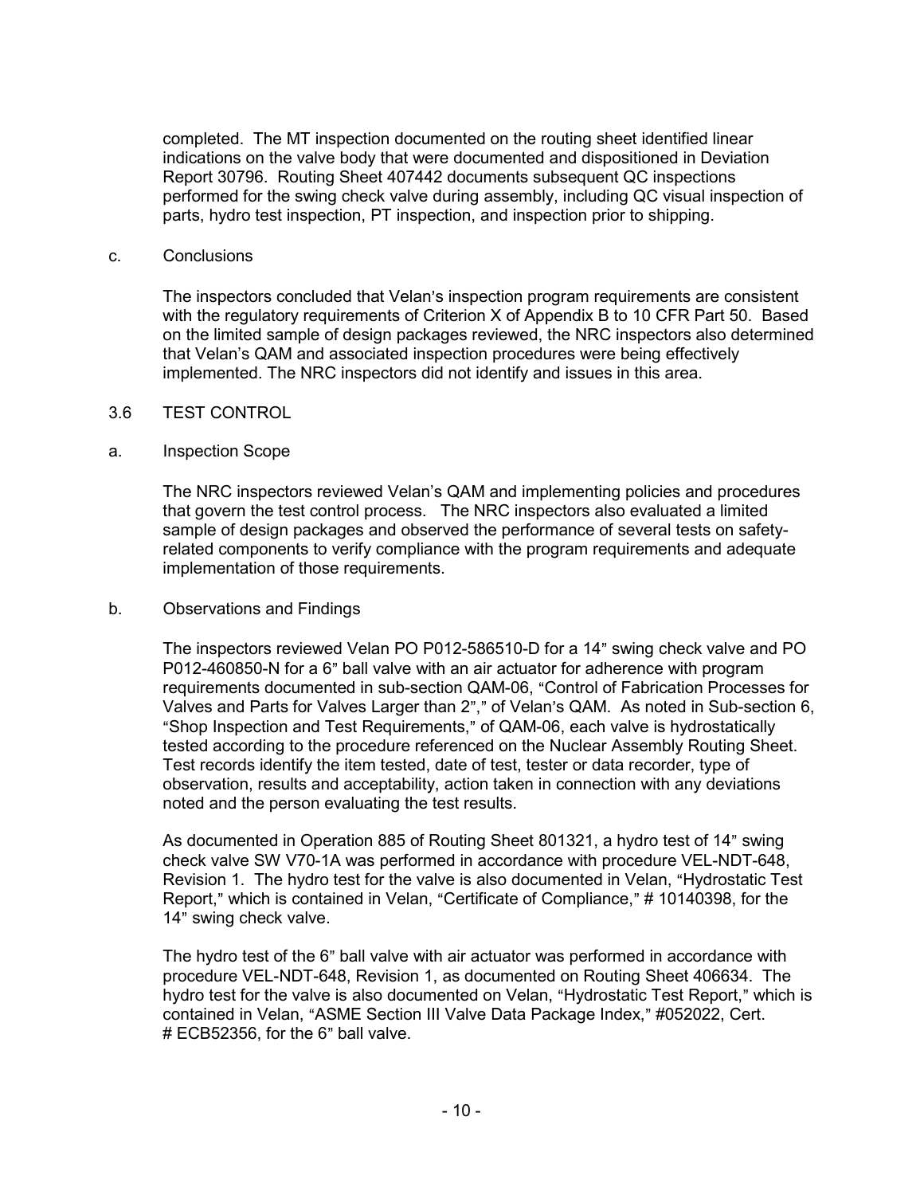completed. The MT inspection documented on the routing sheet identified linear indications on the valve body that were documented and dispositioned in Deviation Report 30796. Routing Sheet 407442 documents subsequent QC inspections performed for the swing check valve during assembly, including QC visual inspection of parts, hydro test inspection, PT inspection, and inspection prior to shipping.

c. Conclusions

The inspectors concluded that Velan's inspection program requirements are consistent with the regulatory requirements of Criterion X of Appendix B to 10 CFR Part 50. Based on the limited sample of design packages reviewed, the NRC inspectors also determined that Velan's QAM and associated inspection procedures were being effectively implemented. The NRC inspectors did not identify and issues in this area.

## 3.6 TEST CONTROL

a. Inspection Scope

The NRC inspectors reviewed Velan's QAM and implementing policies and procedures that govern the test control process. The NRC inspectors also evaluated a limited sample of design packages and observed the performance of several tests on safety-related components to verify compliance with the program requirements and adequate implementation of those requirements.

b. Observations and Findings

The inspectors reviewed Velan PO P012-586510-D for a 14" swing check valve and PO P012-460850-N for a 6" ball valve with an air actuator for adherence with program requirements documented in sub-section QAM-06, "Control of Fabrication Processes for Valves and Parts for Valves Larger than 2"," of Velan's QAM. As noted in Sub-section 6, "Shop Inspection and Test Requirements," of QAM-06, each valve is hydrostatically tested according to the procedure referenced on the Nuclear Assembly Routing Sheet. Test records identify the item tested, date of test, tester or data recorder, type of observation, results and acceptability, action taken in connection with any deviations noted and the person evaluating the test results.

As documented in Operation 885 of Routing Sheet 801321, a hydro test of 14" swing check valve SW V70-1A was performed in accordance with procedure VEL-NDT-648, Revision 1. The hydro test for the valve is also documented in Velan, "Hydrostatic Test Report," which is contained in Velan, "Certificate of Compliance," # 10140398, for the 14" swing check valve.

The hydro test of the 6" ball valve with air actuator was performed in accordance with procedure VEL-NDT-648, Revision 1, as documented on Routing Sheet 406634. The hydro test for the valve is also documented on Velan, "Hydrostatic Test Report," which is contained in Velan, "ASME Section III Valve Data Package Index," #052022, Cert. # ECB52356, for the 6" ball valve.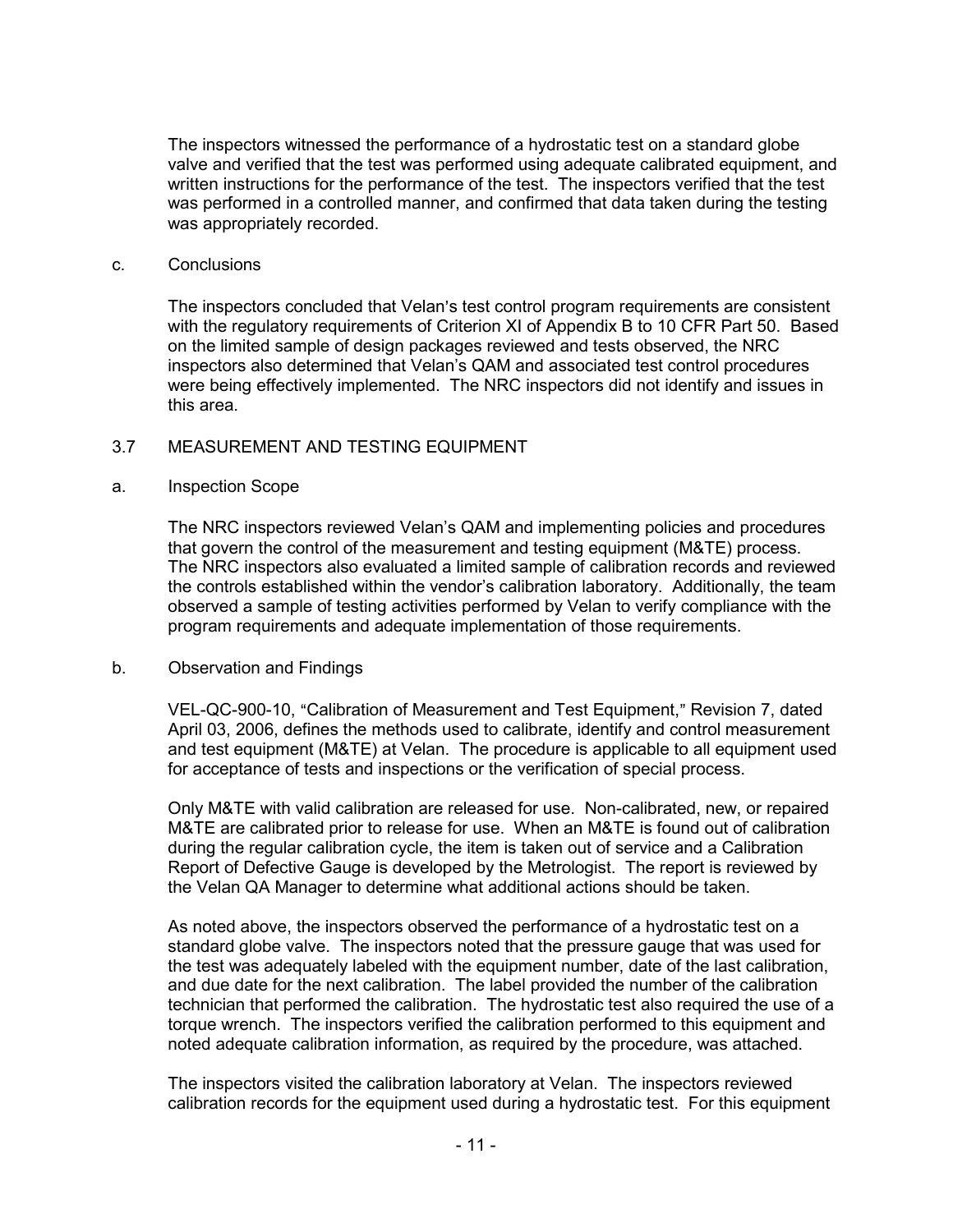The inspectors witnessed the performance of a hydrostatic test on a standard globe valve and verified that the test was performed using adequate calibrated equipment, and written instructions for the performance of the test. The inspectors verified that the test was performed in a controlled manner, and confirmed that data taken during the testing was appropriately recorded.

c. Conclusions

The inspectors concluded that Velan's test control program requirements are consistent with the regulatory requirements of Criterion XI of Appendix B to 10 CFR Part 50. Based on the limited sample of design packages reviewed and tests observed, the NRC inspectors also determined that Velan's QAM and associated test control procedures were being effectively implemented. The NRC inspectors did not identify and issues in this area.

### 3.7 MEASUREMENT AND TESTING EQUIPMENT

a. Inspection Scope

The NRC inspectors reviewed Velan's QAM and implementing policies and procedures that govern the control of the measurement and testing equipment (M&TE) process. The NRC inspectors also evaluated a limited sample of calibration records and reviewed the controls established within the vendor's calibration laboratory. Additionally, the team observed a sample of testing activities performed by Velan to verify compliance with the program requirements and adequate implementation of those requirements.

b. Observation and Findings

VEL-QC-900-10, "Calibration of Measurement and Test Equipment," Revision 7, dated April 03, 2006, defines the methods used to calibrate, identify and control measurement and test equipment (M&TE) at Velan. The procedure is applicable to all equipment used for acceptance of tests and inspections or the verification of special process.

Only M&TE with valid calibration are released for use. Non-calibrated, new, or repaired M&TE are calibrated prior to release for use. When an M&TE is found out of calibration during the regular calibration cycle, the item is taken out of service and a Calibration Report of Defective Gauge is developed by the Metrologist. The report is reviewed by the Velan QA Manager to determine what additional actions should be taken.

As noted above, the inspectors observed the performance of a hydrostatic test on a standard globe valve. The inspectors noted that the pressure gauge that was used for the test was adequately labeled with the equipment number, date of the last calibration, and due date for the next calibration. The label provided the number of the calibration technician that performed the calibration. The hydrostatic test also required the use of a torque wrench. The inspectors verified the calibration performed to this equipment and noted adequate calibration information, as required by the procedure, was attached.

The inspectors visited the calibration laboratory at Velan. The inspectors reviewed calibration records for the equipment used during a hydrostatic test. For this equipment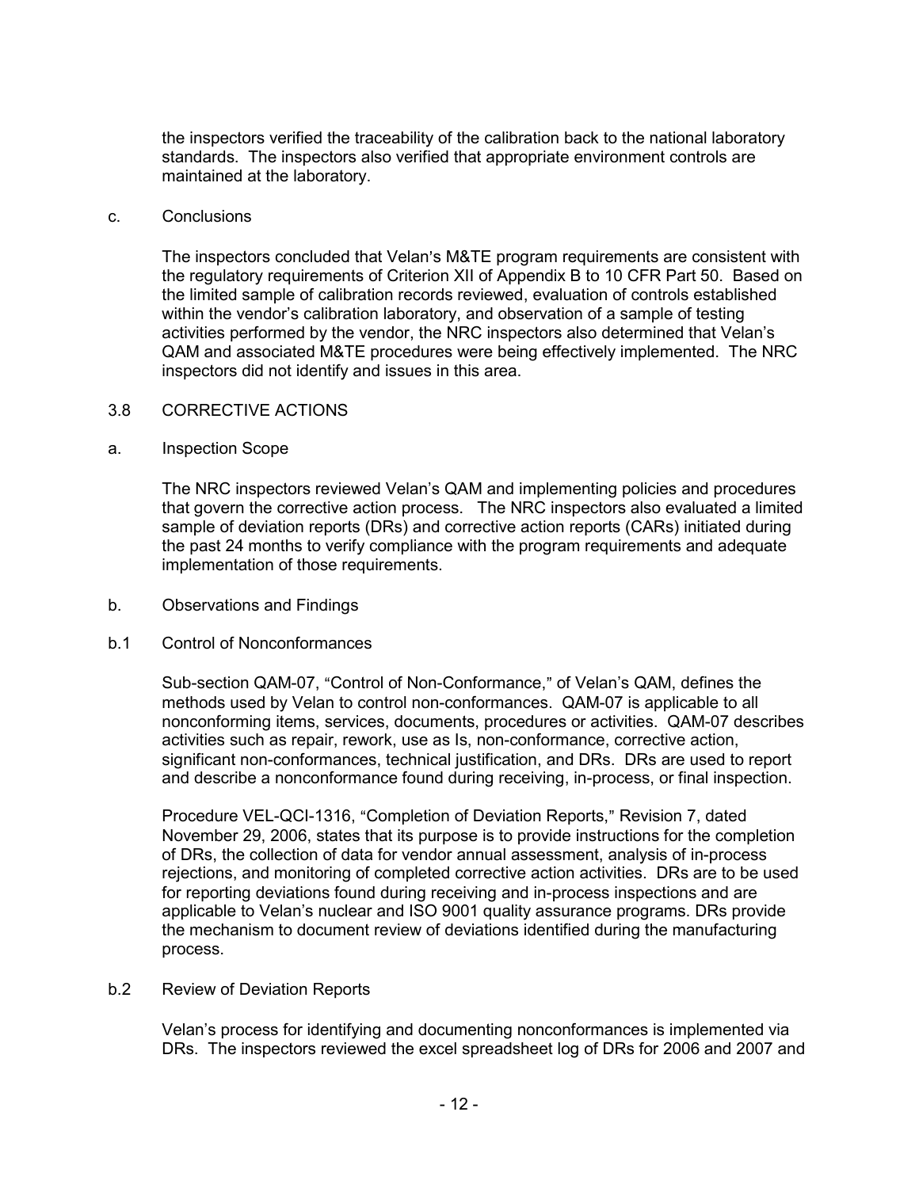the inspectors verified the traceability of the calibration back to the national laboratory standards. The inspectors also verified that appropriate environment controls are maintained at the laboratory.

c. Conclusions

The inspectors concluded that Velan's M&TE program requirements are consistent with the regulatory requirements of Criterion XII of Appendix B to 10 CFR Part 50. Based on the limited sample of calibration records reviewed, evaluation of controls established within the vendor's calibration laboratory, and observation of a sample of testing activities performed by the vendor, the NRC inspectors also determined that Velan's QAM and associated M&TE procedures were being effectively implemented. The NRC inspectors did not identify and issues in this area.

## 3.8 CORRECTIVE ACTIONS

a. Inspection Scope

The NRC inspectors reviewed Velan's QAM and implementing policies and procedures that govern the corrective action process. The NRC inspectors also evaluated a limited sample of deviation reports (DRs) and corrective action reports (CARs) initiated during the past 24 months to verify compliance with the program requirements and adequate implementation of those requirements.

b. Observations and Findings

b.1 Control of Nonconformances

Sub-section QAM-07, "Control of Non-Conformance," of Velan's QAM, defines the methods used by Velan to control non-conformances. QAM-07 is applicable to all nonconforming items, services, documents, procedures or activities. QAM-07 describes activities such as repair, rework, use as Is, non-conformance, corrective action, significant non-conformances, technical justification, and DRs. DRs are used to report and describe a nonconformance found during receiving, in-process, or final inspection.

Procedure VEL-QCI-1316, "Completion of Deviation Reports," Revision 7, dated November 29, 2006, states that its purpose is to provide instructions for the completion of DRs, the collection of data for vendor annual assessment, analysis of in-process rejections, and monitoring of completed corrective action activities. DRs are to be used for reporting deviations found during receiving and in-process inspections and are applicable to Velan's nuclear and ISO 9001 quality assurance programs. DRs provide the mechanism to document review of deviations identified during the manufacturing process.

b.2 Review of Deviation Reports

Velan's process for identifying and documenting nonconformances is implemented via DRs. The inspectors reviewed the excel spreadsheet log of DRs for 2006 and 2007 and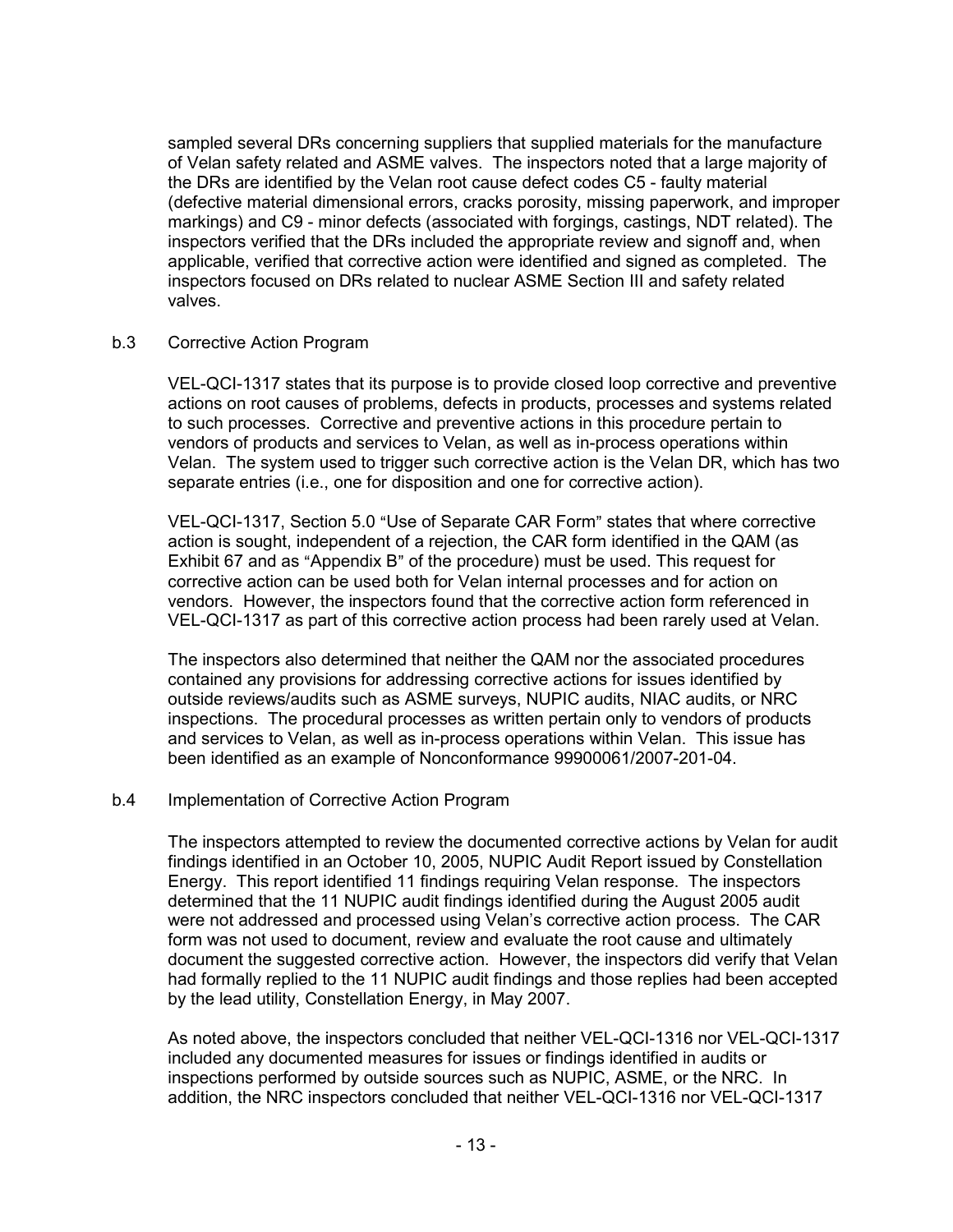sampled several DRs concerning suppliers that supplied materials for the manufacture of Velan safety related and ASME valves. The inspectors noted that a large majority of the DRs are identified by the Velan root cause defect codes C5 - faulty material (defective material dimensional errors, cracks porosity, missing paperwork, and improper markings) and C9 - minor defects (associated with forgings, castings, NDT related). The inspectors verified that the DRs included the appropriate review and signoff and, when applicable, verified that corrective action were identified and signed as completed. The inspectors focused on DRs related to nuclear ASME Section III and safety related valves.

b.3 Corrective Action Program

VEL-QCI-1317 states that its purpose is to provide closed loop corrective and preventive actions on root causes of problems, defects in products, processes and systems related to such processes. Corrective and preventive actions in this procedure pertain to vendors of products and services to Velan, as well as in-process operations within Velan. The system used to trigger such corrective action is the Velan DR, which has two separate entries (i.e., one for disposition and one for corrective action).

VEL-QCI-1317, Section 5.0 "Use of Separate CAR Form" states that where corrective action is sought, independent of a rejection, the CAR form identified in the QAM (as Exhibit 67 and as "Appendix B" of the procedure) must be used. This request for corrective action can be used both for Velan internal processes and for action on vendors. However, the inspectors found that the corrective action form referenced in VEL-QCI-1317 as part of this corrective action process had been rarely used at Velan.

The inspectors also determined that neither the QAM nor the associated procedures contained any provisions for addressing corrective actions for issues identified by outside reviews/audits such as ASME surveys, NUPIC audits, NIAC audits, or NRC inspections. The procedural processes as written pertain only to vendors of products and services to Velan, as well as in-process operations within Velan. This issue has been identified as an example of Nonconformance 99900061/2007-201-04.

b.4 Implementation of Corrective Action Program

The inspectors attempted to review the documented corrective actions by Velan for audit findings identified in an October 10, 2005, NUPIC Audit Report issued by Constellation Energy. This report identified 11 findings requiring Velan response. The inspectors determined that the 11 NUPIC audit findings identified during the August 2005 audit were not addressed and processed using Velan's corrective action process. The CAR form was not used to document, review and evaluate the root cause and ultimately document the suggested corrective action. However, the inspectors did verify that Velan had formally replied to the 11 NUPIC audit findings and those replies had been accepted by the lead utility, Constellation Energy, in May 2007.

As noted above, the inspectors concluded that neither VEL-QCI-1316 nor VEL-QCI-1317 included any documented measures for issues or findings identified in audits or inspections performed by outside sources such as NUPIC, ASME, or the NRC. In addition, the NRC inspectors concluded that neither VEL-QCI-1316 nor VEL-QCI-1317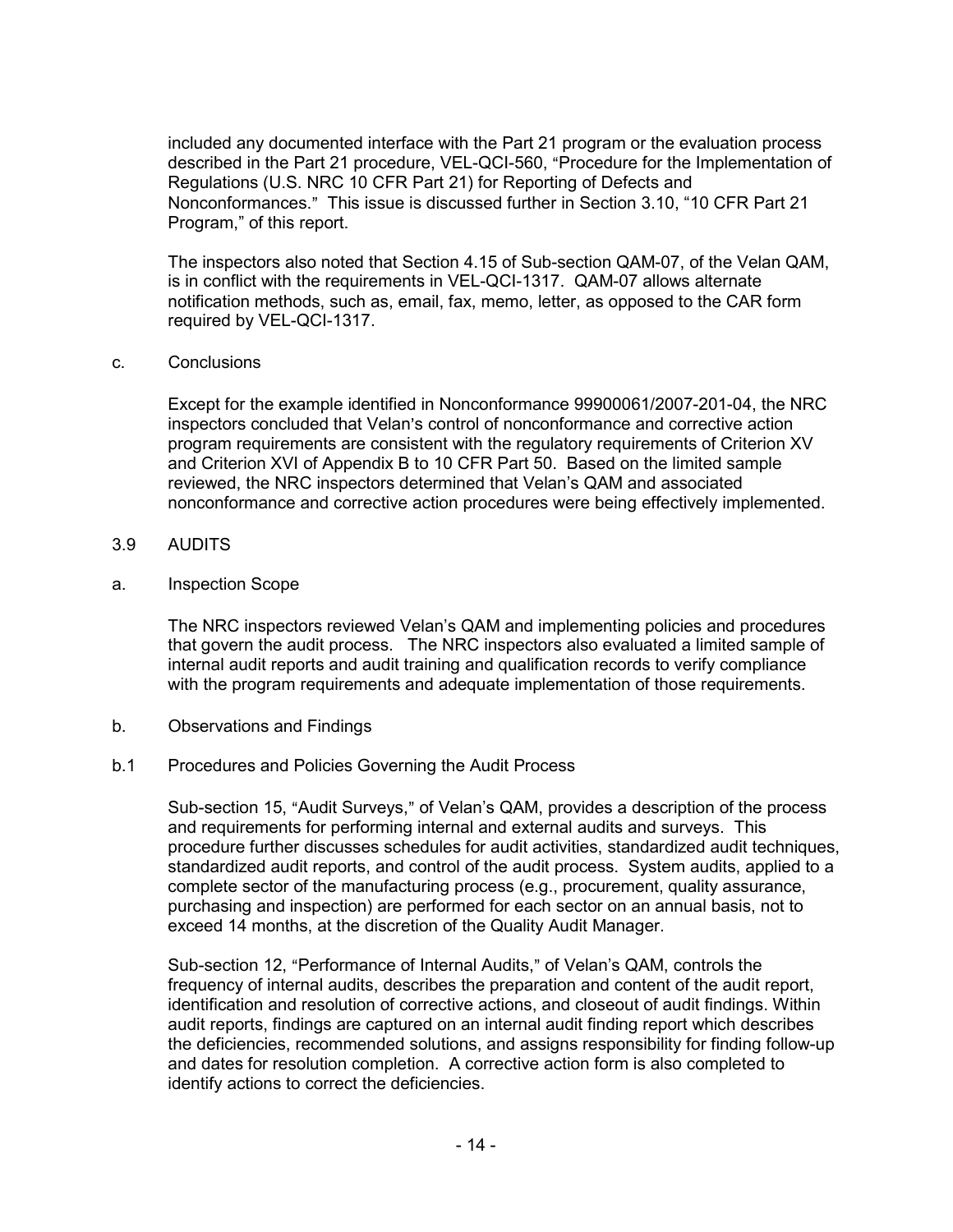included any documented interface with the Part 21 program or the evaluation process described in the Part 21 procedure, VEL-QCI-560, "Procedure for the Implementation of Regulations (U.S. NRC 10 CFR Part 21) for Reporting of Defects and Nonconformances." This issue is discussed further in Section 3.10, "10 CFR Part 21 Program," of this report.

The inspectors also noted that Section 4.15 of Sub-section QAM-07, of the Velan QAM, is in conflict with the requirements in VEL-QCI-1317. QAM-07 allows alternate notification methods, such as, email, fax, memo, letter, as opposed to the CAR form required by VEL-QCI-1317.

c. Conclusions

Except for the example identified in Nonconformance 99900061/2007-201-04, the NRC inspectors concluded that Velan's control of nonconformance and corrective action program requirements are consistent with the regulatory requirements of Criterion XV and Criterion XVI of Appendix B to 10 CFR Part 50. Based on the limited sample reviewed, the NRC inspectors determined that Velan's QAM and associated nonconformance and corrective action procedures were being effectively implemented.

## 3.9 AUDITS

a. Inspection Scope

The NRC inspectors reviewed Velan's QAM and implementing policies and procedures that govern the audit process. The NRC inspectors also evaluated a limited sample of internal audit reports and audit training and qualification records to verify compliance with the program requirements and adequate implementation of those requirements.

b. Observations and Findings

b.1 Procedures and Policies Governing the Audit Process

Sub-section 15, "Audit Surveys," of Velan's QAM, provides a description of the process and requirements for performing internal and external audits and surveys. This procedure further discusses schedules for audit activities, standardized audit techniques, standardized audit reports, and control of the audit process. System audits, applied to a complete sector of the manufacturing process (e.g., procurement, quality assurance, purchasing and inspection) are performed for each sector on an annual basis, not to exceed 14 months, at the discretion of the Quality Audit Manager.

Sub-section 12, "Performance of Internal Audits," of Velan's QAM, controls the frequency of internal audits, describes the preparation and content of the audit report, identification and resolution of corrective actions, and closeout of audit findings. Within audit reports, findings are captured on an internal audit finding report which describes the deficiencies, recommended solutions, and assigns responsibility for finding follow-up and dates for resolution completion. A corrective action form is also completed to identify actions to correct the deficiencies.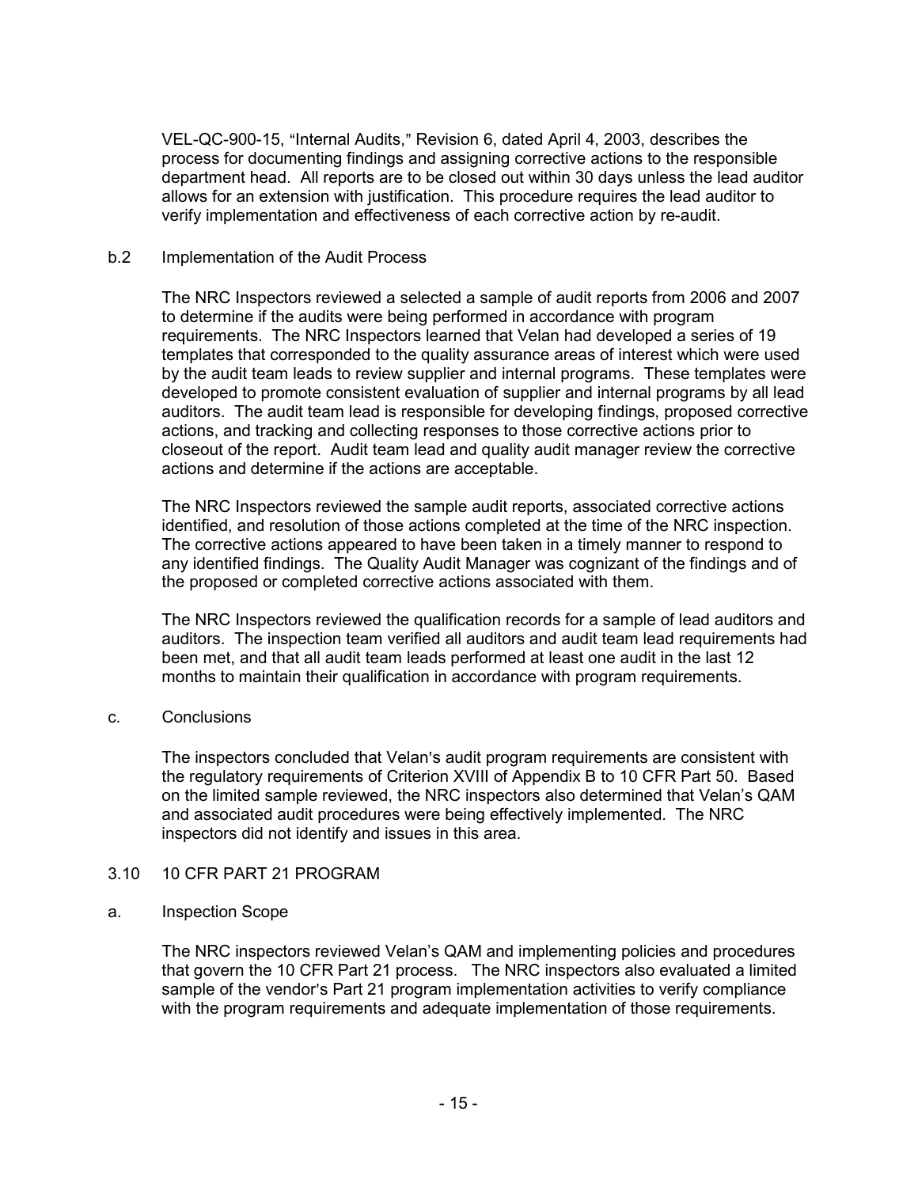VEL-QC-900-15, "Internal Audits," Revision 6, dated April 4, 2003, describes the process for documenting findings and assigning corrective actions to the responsible department head. All reports are to be closed out within 30 days unless the lead auditor allows for an extension with justification. This procedure requires the lead auditor to verify implementation and effectiveness of each corrective action by re-audit.

b.2 Implementation of the Audit Process

The NRC Inspectors reviewed a selected a sample of audit reports from 2006 and 2007 to determine if the audits were being performed in accordance with program requirements. The NRC Inspectors learned that Velan had developed a series of 19 templates that corresponded to the quality assurance areas of interest which were used by the audit team leads to review supplier and internal programs. These templates were developed to promote consistent evaluation of supplier and internal programs by all lead auditors. The audit team lead is responsible for developing findings, proposed corrective actions, and tracking and collecting responses to those corrective actions prior to closeout of the report. Audit team lead and quality audit manager review the corrective actions and determine if the actions are acceptable.

The NRC Inspectors reviewed the sample audit reports, associated corrective actions identified, and resolution of those actions completed at the time of the NRC inspection. The corrective actions appeared to have been taken in a timely manner to respond to any identified findings. The Quality Audit Manager was cognizant of the findings and of the proposed or completed corrective actions associated with them.

The NRC Inspectors reviewed the qualification records for a sample of lead auditors and auditors. The inspection team verified all auditors and audit team lead requirements had been met, and that all audit team leads performed at least one audit in the last 12 months to maintain their qualification in accordance with program requirements.

c. Conclusions

The inspectors concluded that Velan's audit program requirements are consistent with the regulatory requirements of Criterion XVIII of Appendix B to 10 CFR Part 50. Based on the limited sample reviewed, the NRC inspectors also determined that Velan's QAM and associated audit procedures were being effectively implemented. The NRC inspectors did not identify and issues in this area.

## 3.10 10 CFR PART 21 PROGRAM

a. Inspection Scope

The NRC inspectors reviewed Velan's QAM and implementing policies and procedures that govern the 10 CFR Part 21 process. The NRC inspectors also evaluated a limited sample of the vendor's Part 21 program implementation activities to verify compliance with the program requirements and adequate implementation of those requirements.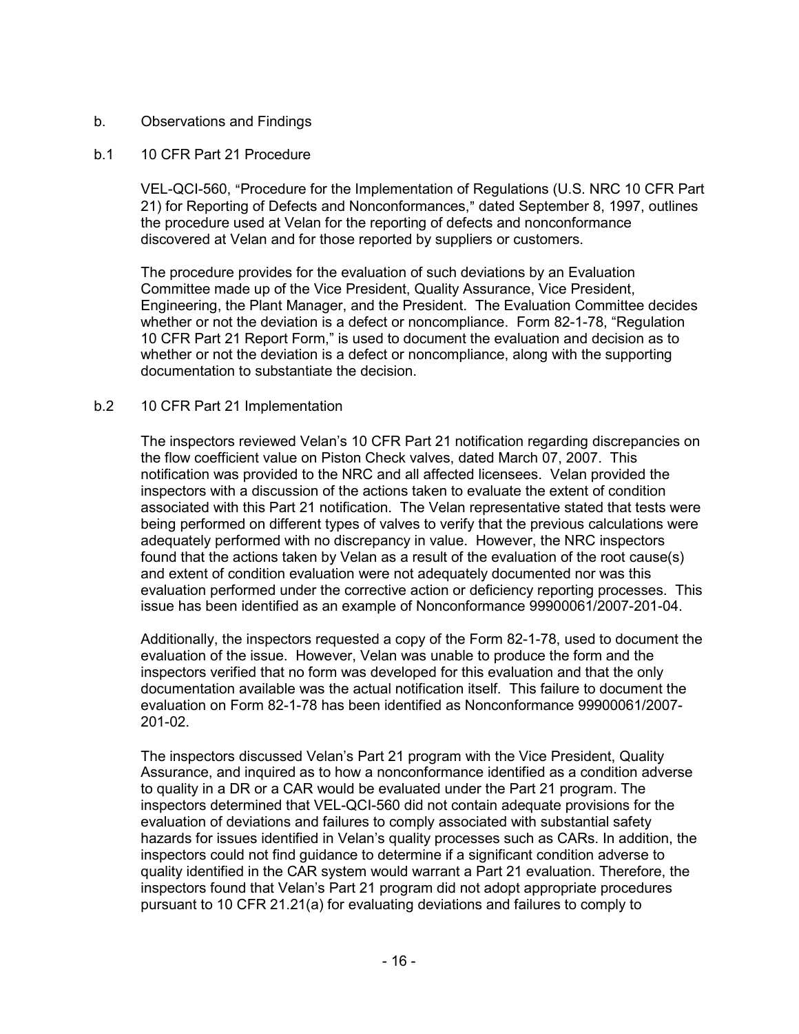b. Observations and Findings

b.1 10 CFR Part 21 Procedure

VEL-QCI-560, "Procedure for the Implementation of Regulations (U.S. NRC 10 CFR Part 21) for Reporting of Defects and Nonconformances," dated September 8, 1997, outlines the procedure used at Velan for the reporting of defects and nonconformance discovered at Velan and for those reported by suppliers or customers.

The procedure provides for the evaluation of such deviations by an Evaluation Committee made up of the Vice President, Quality Assurance, Vice President, Engineering, the Plant Manager, and the President. The Evaluation Committee decides whether or not the deviation is a defect or noncompliance. Form 82-1-78, "Regulation 10 CFR Part 21 Report Form," is used to document the evaluation and decision as to whether or not the deviation is a defect or noncompliance, along with the supporting documentation to substantiate the decision.

b.2 10 CFR Part 21 Implementation

The inspectors reviewed Velan's 10 CFR Part 21 notification regarding discrepancies on the flow coefficient value on Piston Check valves, dated March 07, 2007. This notification was provided to the NRC and all affected licensees. Velan provided the inspectors with a discussion of the actions taken to evaluate the extent of condition associated with this Part 21 notification. The Velan representative stated that tests were being performed on different types of valves to verify that the previous calculations were adequately performed with no discrepancy in value. However, the NRC inspectors found that the actions taken by Velan as a result of the evaluation of the root cause(s) and extent of condition evaluation were not adequately documented nor was this evaluation performed under the corrective action or deficiency reporting processes. This issue has been identified as an example of Nonconformance 99900061/2007-201-04.

Additionally, the inspectors requested a copy of the Form 82-1-78, used to document the evaluation of the issue. However, Velan was unable to produce the form and the inspectors verified that no form was developed for this evaluation and that the only documentation available was the actual notification itself. This failure to document the evaluation on Form 82-1-78 has been identified as Nonconformance 99900061/2007-201-02.

The inspectors discussed Velan's Part 21 program with the Vice President, Quality Assurance, and inquired as to how a nonconformance identified as a condition adverse to quality in a DR or a CAR would be evaluated under the Part 21 program. The inspectors determined that VEL-QCI-560 did not contain adequate provisions for the evaluation of deviations and failures to comply associated with substantial safety hazards for issues identified in Velan's quality processes such as CARs. In addition, the inspectors could not find guidance to determine if a significant condition adverse to quality identified in the CAR system would warrant a Part 21 evaluation. Therefore, the inspectors found that Velan's Part 21 program did not adopt appropriate procedures pursuant to 10 CFR 21.21(a) for evaluating deviations and failures to comply to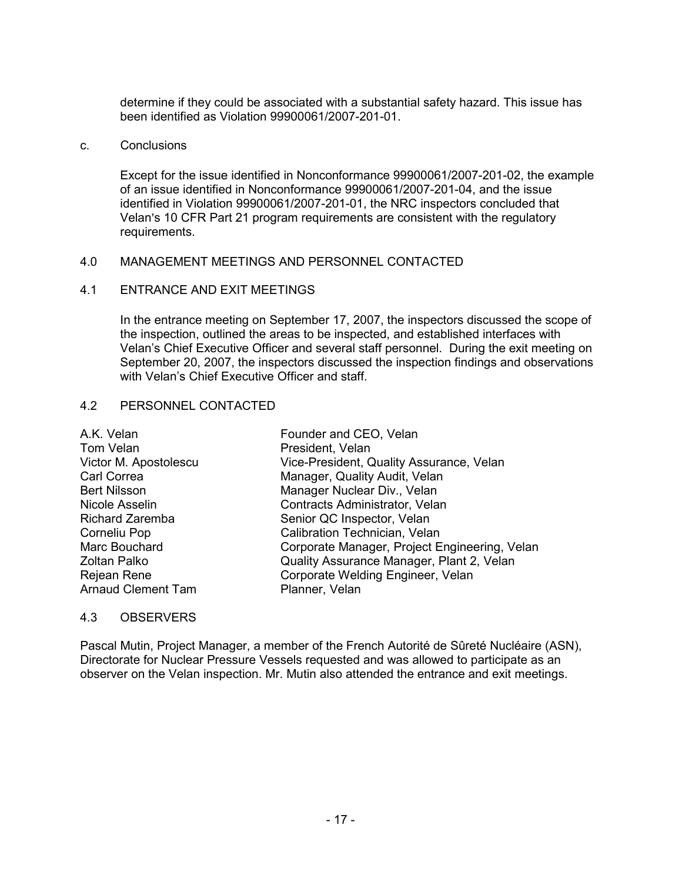determine if they could be associated with a substantial safety hazard. This issue has been identified as Violation 99900061/2007-201-01.

c. Conclusions

Except for the issue identified in Nonconformance 99900061/2007-201-02, the example of an issue identified in Nonconformance 99900061/2007-201-04, and the issue identified in Violation 99900061/2007-201-01, the NRC inspectors concluded that Velan's 10 CFR Part 21 program requirements are consistent with the regulatory requirements.

## 4.0 MANAGEMENT MEETINGS AND PERSONNEL CONTACTED

### 4.1 ENTRANCE AND EXIT MEETINGS

In the entrance meeting on September 17, 2007, the inspectors discussed the scope of the inspection, outlined the areas to be inspected, and established interfaces with Velan's Chief Executive Officer and several staff personnel. During the exit meeting on September 20, 2007, the inspectors discussed the inspection findings and observations with Velan's Chief Executive Officer and staff.

### 4.2 PERSONNEL CONTACTED

| | |
|---|---|
| A.K. Velan | Founder and CEO, Velan |
| Tom Velan | President, Velan |
| Victor M. Apostolescu | Vice-President, Quality Assurance, Velan |
| Carl Correa | Manager, Quality Audit, Velan |
| Bert Nilsson | Manager Nuclear Div., Velan |
| Nicole Asselin | Contracts Administrator, Velan |
| Richard Zaremba | Senior QC Inspector, Velan |
| Corneliu Pop | Calibration Technician, Velan |
| Marc Bouchard | Corporate Manager, Project Engineering, Velan |
| Zoltan Palko | Quality Assurance Manager, Plant 2, Velan |
| Rejean Rene | Corporate Welding Engineer, Velan |
| Arnaud Clement Tam | Planner, Velan |

### 4.3 OBSERVERS

Pascal Mutin, Project Manager, a member of the French Autorité de Sûreté Nucléaire (ASN), Directorate for Nuclear Pressure Vessels requested and was allowed to participate as an observer on the Velan inspection. Mr. Mutin also attended the entrance and exit meetings.